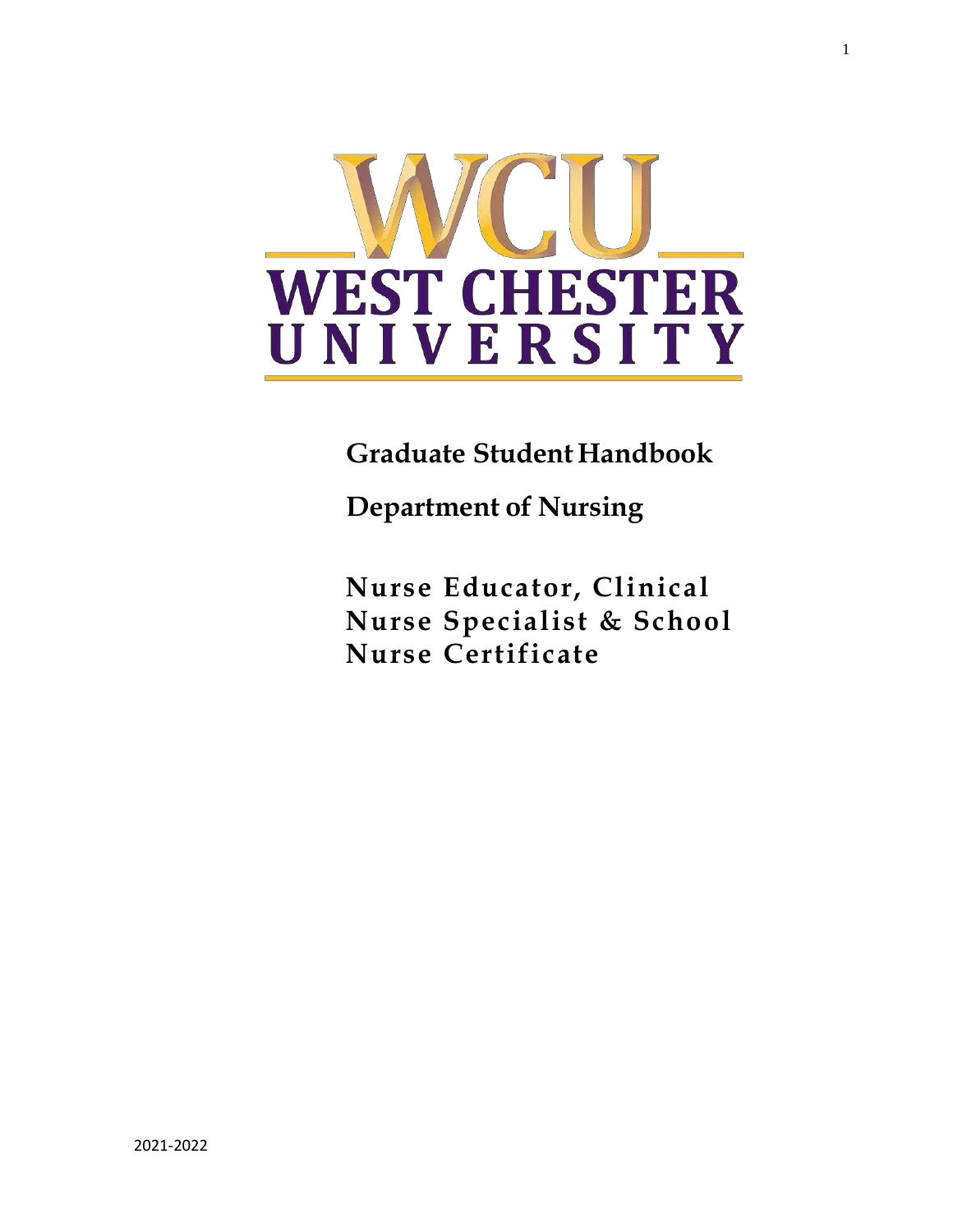# WCU WEST CHESTER UNIVERSITY

## Graduate Student Handbook

## Department of Nursing

## Nurse Educator, Clinical Nurse Specialist & School Nurse Certificate

2021-2022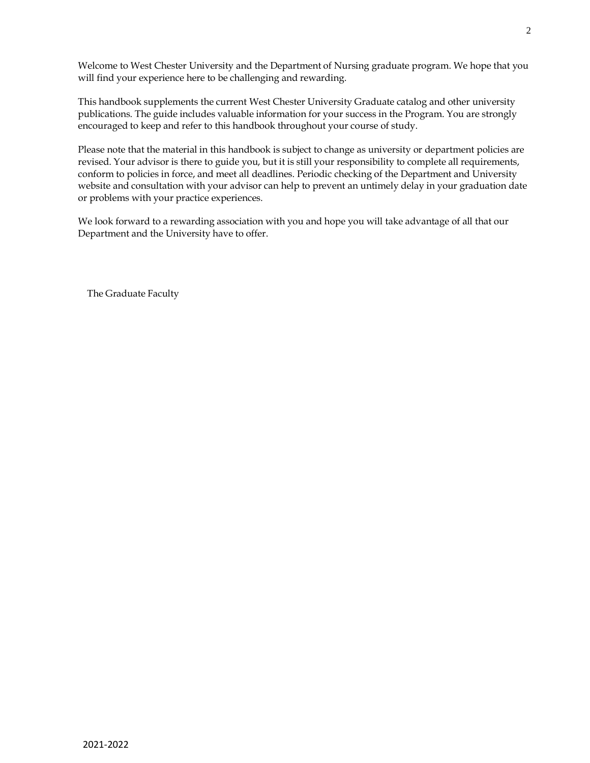Welcome to West Chester University and the Department of Nursing graduate program. We hope that you will find your experience here to be challenging and rewarding.

This handbook supplements the current West Chester University Graduate catalog and other university publications. The guide includes valuable information for your success in the Program. You are strongly encouraged to keep and refer to this handbook throughout your course of study.

Please note that the material in this handbook is subject to change as university or department policies are revised. Your advisor is there to guide you, but it is still your responsibility to complete all requirements, conform to policies in force, and meet all deadlines. Periodic checking of the Department and University website and consultation with your advisor can help to prevent an untimely delay in your graduation date or problems with your practice experiences.

We look forward to a rewarding association with you and hope you will take advantage of all that our Department and the University have to offer.

The Graduate Faculty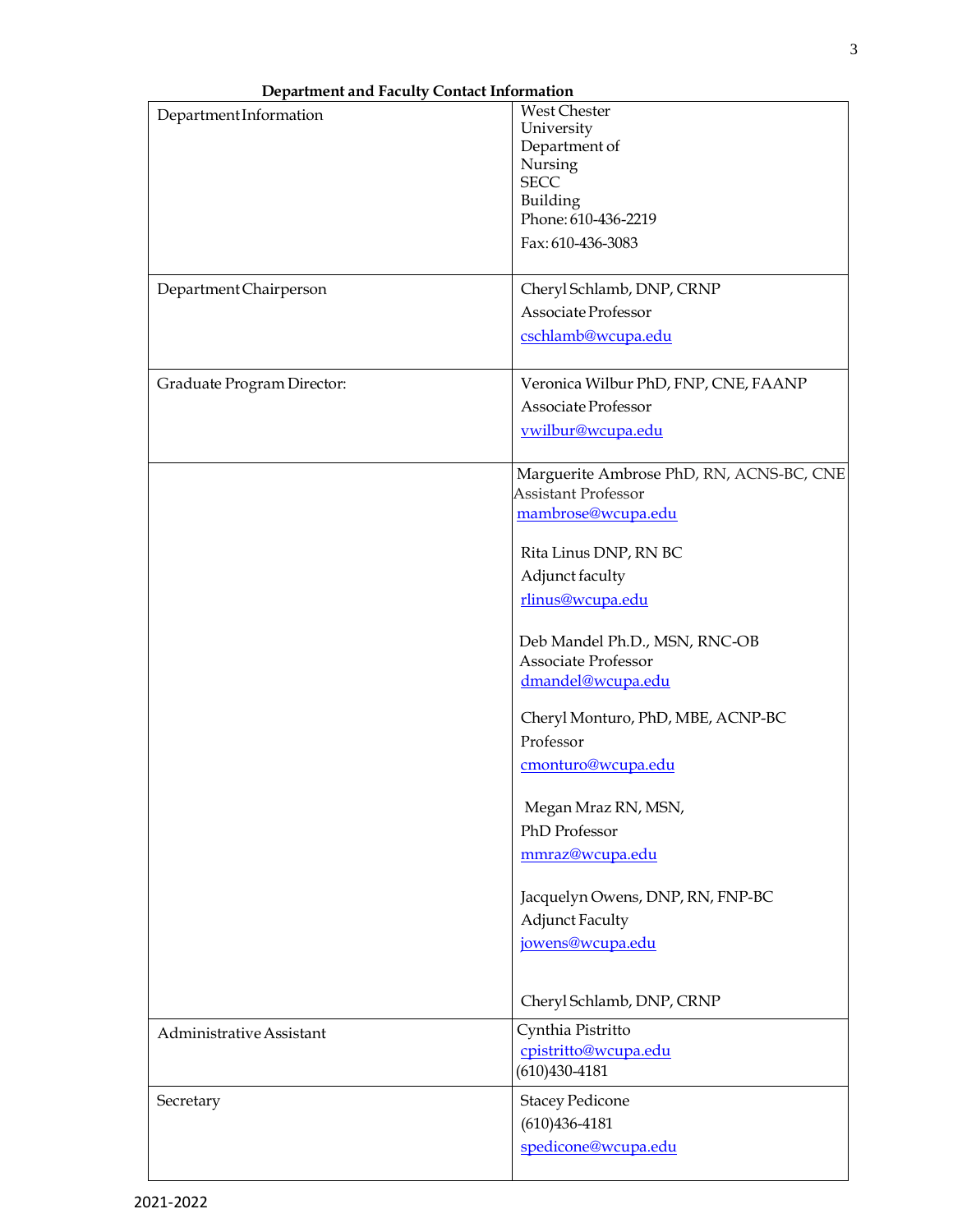**Department and Faculty Contact Information**

| | |
|---|---|
| Department Information | West Chester University Department of Nursing SECC Building<br>Phone: 610-436-2219<br>Fax: 610-436-3083 |
| Department Chairperson | Cheryl Schlamb, DNP, CRNP<br>Associate Professor<br>cschlamb@wcupa.edu |
| Graduate Program Director: | Veronica Wilbur PhD, FNP, CNE, FAANP<br>Associate Professor<br>vwilbur@wcupa.edu |
| | Marguerite Ambrose PhD, RN, ACNS-BC, CNE<br>Assistant Professor<br>mambrose@wcupa.edu<br><br>Rita Linus DNP, RN BC<br>Adjunct faculty<br>rlinus@wcupa.edu<br><br>Deb Mandel Ph.D., MSN, RNC-OB<br>Associate Professor<br>dmandel@wcupa.edu<br><br>Cheryl Monturo, PhD, MBE, ACNP-BC<br>Professor<br>cmonturo@wcupa.edu<br><br>Megan Mraz RN, MSN,<br>PhD Professor<br>mmraz@wcupa.edu<br><br>Jacquelyn Owens, DNP, RN, FNP-BC<br>Adjunct Faculty<br>jowens@wcupa.edu<br><br>Cheryl Schlamb, DNP, CRNP |
| Administrative Assistant | Cynthia Pistritto<br>cpistritto@wcupa.edu<br>(610)430-4181 |
| Secretary | Stacey Pedicone<br>(610)436-4181<br>spedicone@wcupa.edu |

2021-2022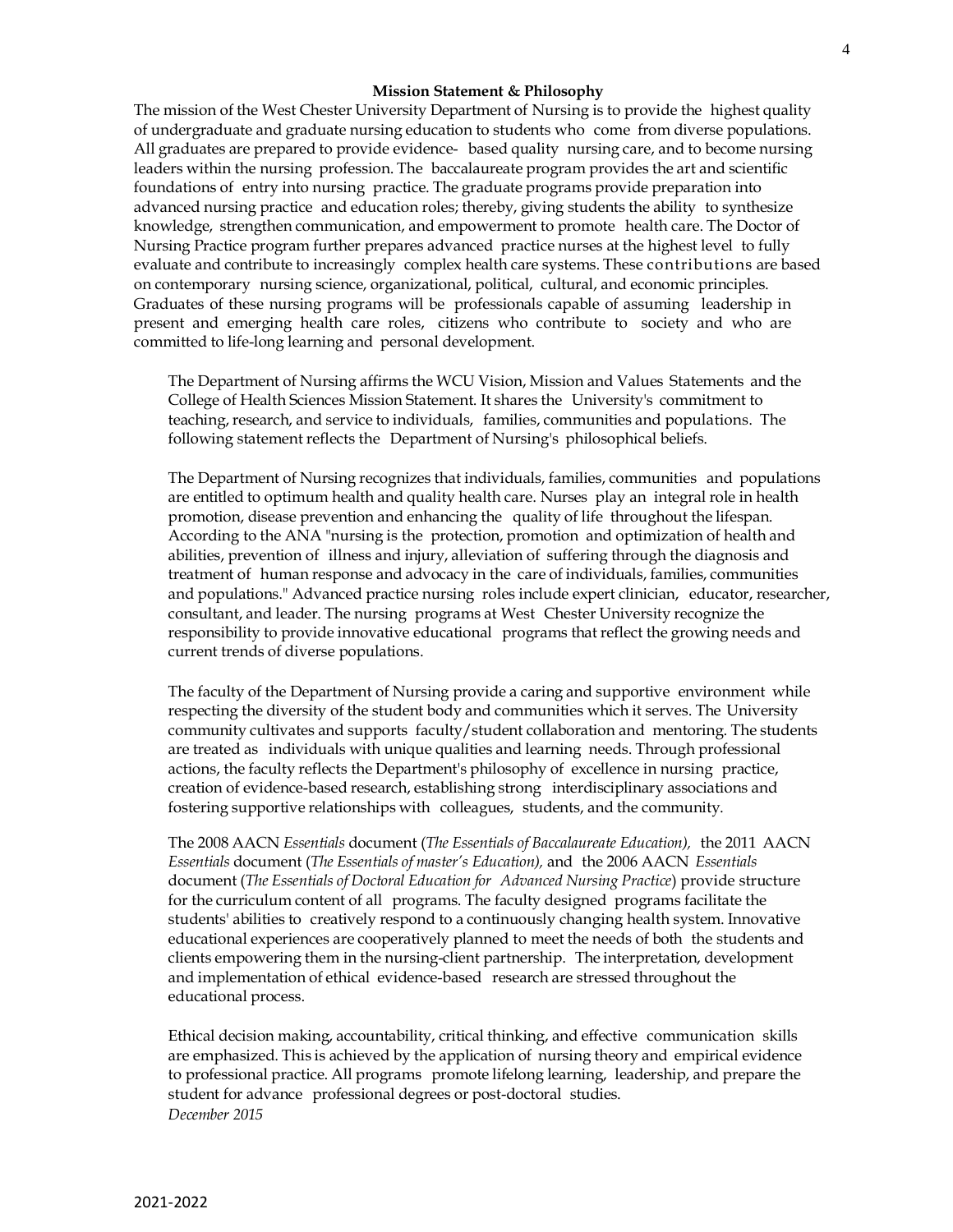**Mission Statement & Philosophy**

The mission of the West Chester University Department of Nursing is to provide the highest quality of undergraduate and graduate nursing education to students who come from diverse populations. All graduates are prepared to provide evidence- based quality nursing care, and to become nursing leaders within the nursing profession. The baccalaureate program provides the art and scientific foundations of entry into nursing practice. The graduate programs provide preparation into advanced nursing practice and education roles; thereby, giving students the ability to synthesize knowledge, strengthen communication, and empowerment to promote health care. The Doctor of Nursing Practice program further prepares advanced practice nurses at the highest level to fully evaluate and contribute to increasingly complex health care systems. These contributions are based on contemporary nursing science, organizational, political, cultural, and economic principles. Graduates of these nursing programs will be professionals capable of assuming leadership in present and emerging health care roles, citizens who contribute to society and who are committed to life-long learning and personal development.

The Department of Nursing affirms the WCU Vision, Mission and Values Statements and the College of Health Sciences Mission Statement. It shares the University's commitment to teaching, research, and service to individuals, families, communities and populations. The following statement reflects the Department of Nursing's philosophical beliefs.

The Department of Nursing recognizes that individuals, families, communities and populations are entitled to optimum health and quality health care. Nurses play an integral role in health promotion, disease prevention and enhancing the quality of life throughout the lifespan. According to the ANA "nursing is the protection, promotion and optimization of health and abilities, prevention of illness and injury, alleviation of suffering through the diagnosis and treatment of human response and advocacy in the care of individuals, families, communities and populations." Advanced practice nursing roles include expert clinician, educator, researcher, consultant, and leader. The nursing programs at West Chester University recognize the responsibility to provide innovative educational programs that reflect the growing needs and current trends of diverse populations.

The faculty of the Department of Nursing provide a caring and supportive environment while respecting the diversity of the student body and communities which it serves. The University community cultivates and supports faculty/student collaboration and mentoring. The students are treated as individuals with unique qualities and learning needs. Through professional actions, the faculty reflects the Department's philosophy of excellence in nursing practice, creation of evidence-based research, establishing strong interdisciplinary associations and fostering supportive relationships with colleagues, students, and the community.

The 2008 AACN *Essentials* document (*The Essentials of Baccalaureate Education),* the 2011 AACN *Essentials* document (*The Essentials of master's Education),* and the 2006 AACN *Essentials* document (*The Essentials of Doctoral Education for Advanced Nursing Practice*) provide structure for the curriculum content of all programs. The faculty designed programs facilitate the students' abilities to creatively respond to a continuously changing health system. Innovative educational experiences are cooperatively planned to meet the needs of both the students and clients empowering them in the nursing-client partnership. The interpretation, development and implementation of ethical evidence-based research are stressed throughout the educational process.

Ethical decision making, accountability, critical thinking, and effective communication skills are emphasized. This is achieved by the application of nursing theory and empirical evidence to professional practice. All programs promote lifelong learning, leadership, and prepare the student for advance professional degrees or post-doctoral studies.

*December 2015*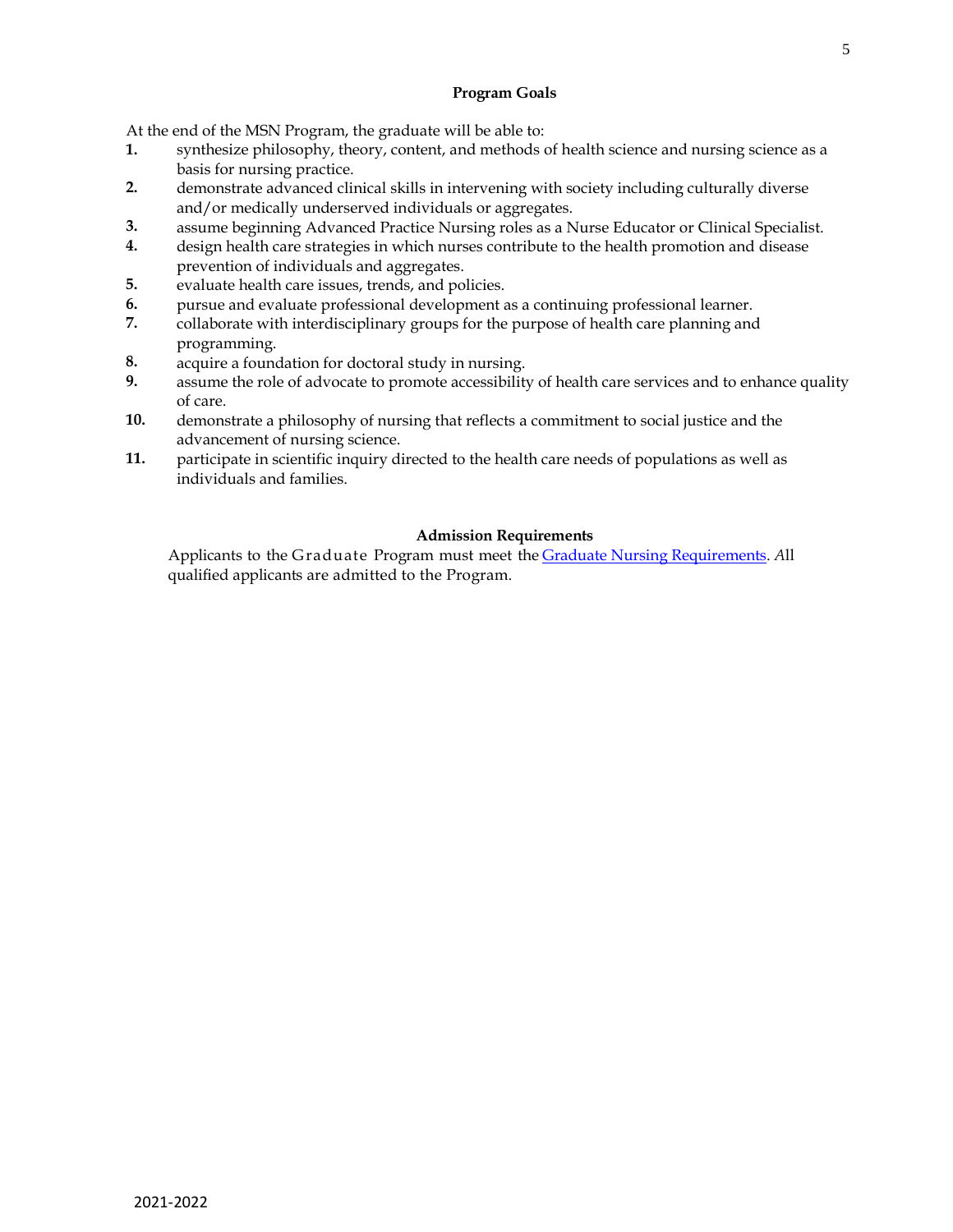## Program Goals

At the end of the MSN Program, the graduate will be able to:

1. synthesize philosophy, theory, content, and methods of health science and nursing science as a basis for nursing practice.
2. demonstrate advanced clinical skills in intervening with society including culturally diverse and/or medically underserved individuals or aggregates.
3. assume beginning Advanced Practice Nursing roles as a Nurse Educator or Clinical Specialist.
4. design health care strategies in which nurses contribute to the health promotion and disease prevention of individuals and aggregates.
5. evaluate health care issues, trends, and policies.
6. pursue and evaluate professional development as a continuing professional learner.
7. collaborate with interdisciplinary groups for the purpose of health care planning and programming.
8. acquire a foundation for doctoral study in nursing.
9. assume the role of advocate to promote accessibility of health care services and to enhance quality of care.
10. demonstrate a philosophy of nursing that reflects a commitment to social justice and the advancement of nursing science.
11. participate in scientific inquiry directed to the health care needs of populations as well as individuals and families.

## Admission Requirements

Applicants to the Graduate Program must meet the Graduate Nursing Requirements. All qualified applicants are admitted to the Program.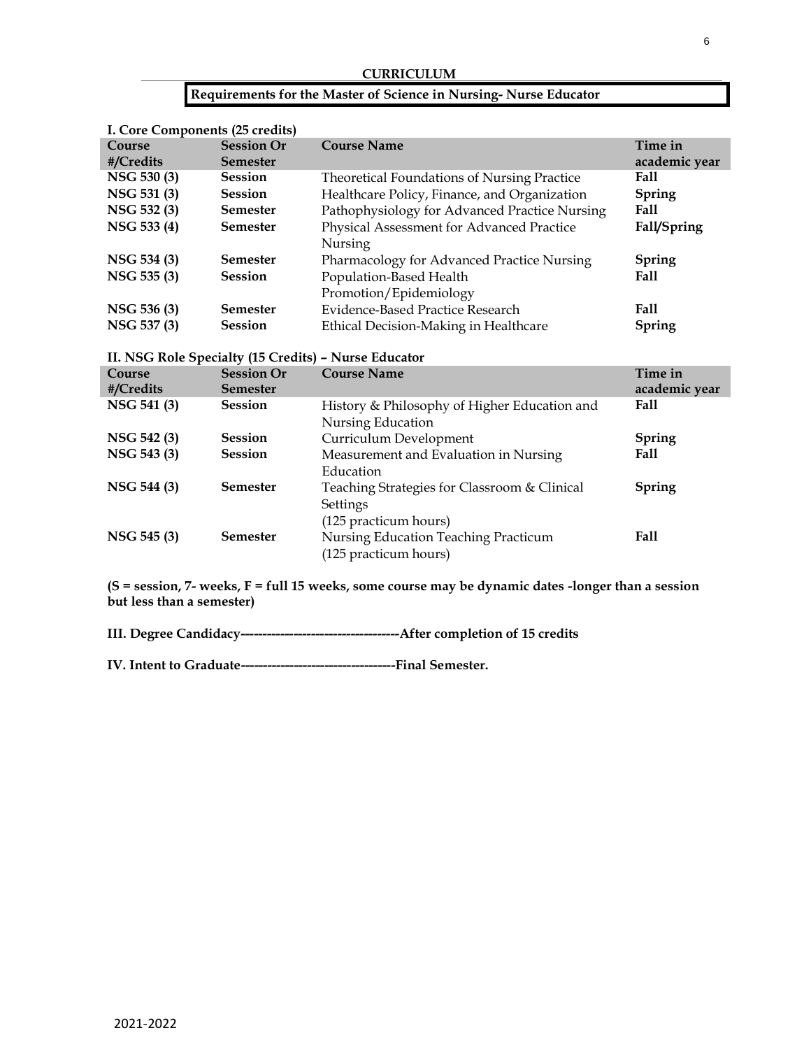# CURRICULUM

## Requirements for the Master of Science in Nursing- Nurse Educator

**I. Core Components (25 credits)**

| Course #/Credits | Session Or Semester | Course Name | Time in academic year |
|---|---|---|---|
| **NSG 530 (3)** | **Session** | Theoretical Foundations of Nursing Practice | **Fall** |
| **NSG 531 (3)** | **Session** | Healthcare Policy, Finance, and Organization | **Spring** |
| **NSG 532 (3)** | **Semester** | Pathophysiology for Advanced Practice Nursing | **Fall** |
| **NSG 533 (4)** | **Semester** | Physical Assessment for Advanced Practice Nursing | **Fall/Spring** |
| **NSG 534 (3)** | **Semester** | Pharmacology for Advanced Practice Nursing | **Spring** |
| **NSG 535 (3)** | **Session** | Population-Based Health Promotion/Epidemiology | **Fall** |
| **NSG 536 (3)** | **Semester** | Evidence-Based Practice Research | **Fall** |
| **NSG 537 (3)** | **Session** | Ethical Decision-Making in Healthcare | **Spring** |

**II. NSG Role Specialty (15 Credits) – Nurse Educator**

| Course #/Credits | Session Or Semester | Course Name | Time in academic year |
|---|---|---|---|
| **NSG 541 (3)** | **Session** | History & Philosophy of Higher Education and Nursing Education | **Fall** |
| **NSG 542 (3)** | **Session** | Curriculum Development | **Spring** |
| **NSG 543 (3)** | **Session** | Measurement and Evaluation in Nursing Education | **Fall** |
| **NSG 544 (3)** | **Semester** | Teaching Strategies for Classroom & Clinical Settings (125 practicum hours) | **Spring** |
| **NSG 545 (3)** | **Semester** | Nursing Education Teaching Practicum (125 practicum hours) | **Fall** |

**(S = session, 7- weeks, F = full 15 weeks, some course may be dynamic dates -longer than a session but less than a semester)**

**III. Degree Candidacy-----------------------------------After completion of 15 credits**

**IV. Intent to Graduate----------------------------------Final Semester.**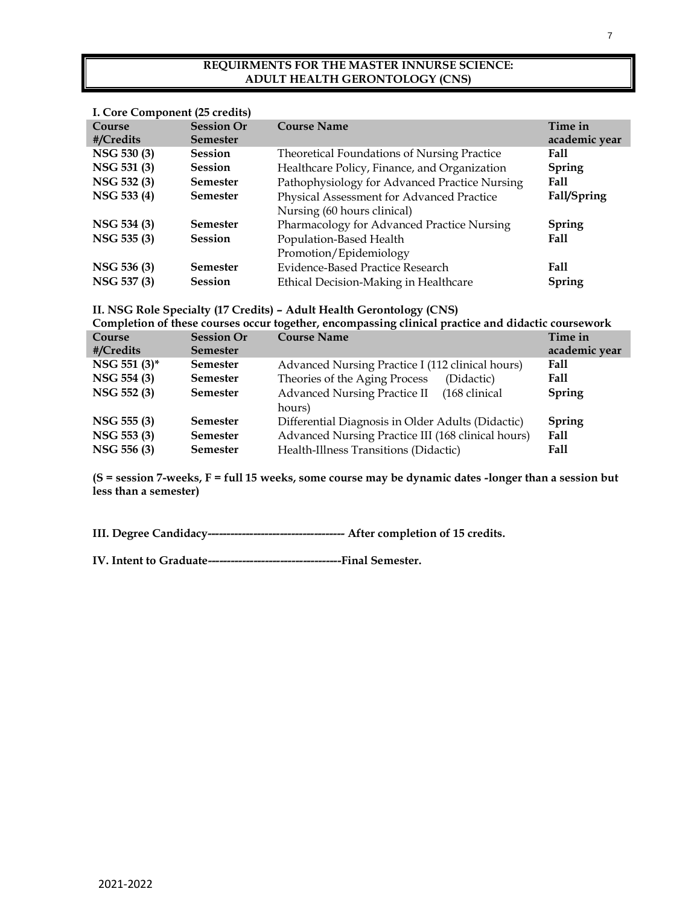# REQUIRMENTS FOR THE MASTER INNURSE SCIENCE: ADULT HEALTH GERONTOLOGY (CNS)

**I. Core Component (25 credits)**

| Course #/Credits | Session Or Semester | Course Name | Time in academic year |
|---|---|---|---|
| **NSG 530 (3)** | **Session** | Theoretical Foundations of Nursing Practice | **Fall** |
| **NSG 531 (3)** | **Session** | Healthcare Policy, Finance, and Organization | **Spring** |
| **NSG 532 (3)** | **Semester** | Pathophysiology for Advanced Practice Nursing | **Fall** |
| **NSG 533 (4)** | **Semester** | Physical Assessment for Advanced Practice Nursing (60 hours clinical) | **Fall/Spring** |
| **NSG 534 (3)** | **Semester** | Pharmacology for Advanced Practice Nursing | **Spring** |
| **NSG 535 (3)** | **Session** | Population-Based Health Promotion/Epidemiology | **Fall** |
| **NSG 536 (3)** | **Semester** | Evidence-Based Practice Research | **Fall** |
| **NSG 537 (3)** | **Session** | Ethical Decision-Making in Healthcare | **Spring** |

**II. NSG Role Specialty (17 Credits) – Adult Health Gerontology (CNS)**

**Completion of these courses occur together, encompassing clinical practice and didactic coursework**

| Course #/Credits | Session Or Semester | Course Name | Time in academic year |
|---|---|---|---|
| **NSG 551 (3)*** | **Semester** | Advanced Nursing Practice I (112 clinical hours) | **Fall** |
| **NSG 554 (3)** | **Semester** | Theories of the Aging Process (Didactic) | **Fall** |
| **NSG 552 (3)** | **Semester** | Advanced Nursing Practice II (168 clinical hours) | **Spring** |
| **NSG 555 (3)** | **Semester** | Differential Diagnosis in Older Adults (Didactic) | **Spring** |
| **NSG 553 (3)** | **Semester** | Advanced Nursing Practice III (168 clinical hours) | **Fall** |
| **NSG 556 (3)** | **Semester** | Health-Illness Transitions (Didactic) | **Fall** |

**(S = session 7-weeks, F = full 15 weeks, some course may be dynamic dates -longer than a session but less than a semester)**

**III. Degree Candidacy------------------------------------ After completion of 15 credits.**

**IV. Intent to Graduate-----------------------------------Final Semester.**

2021-2022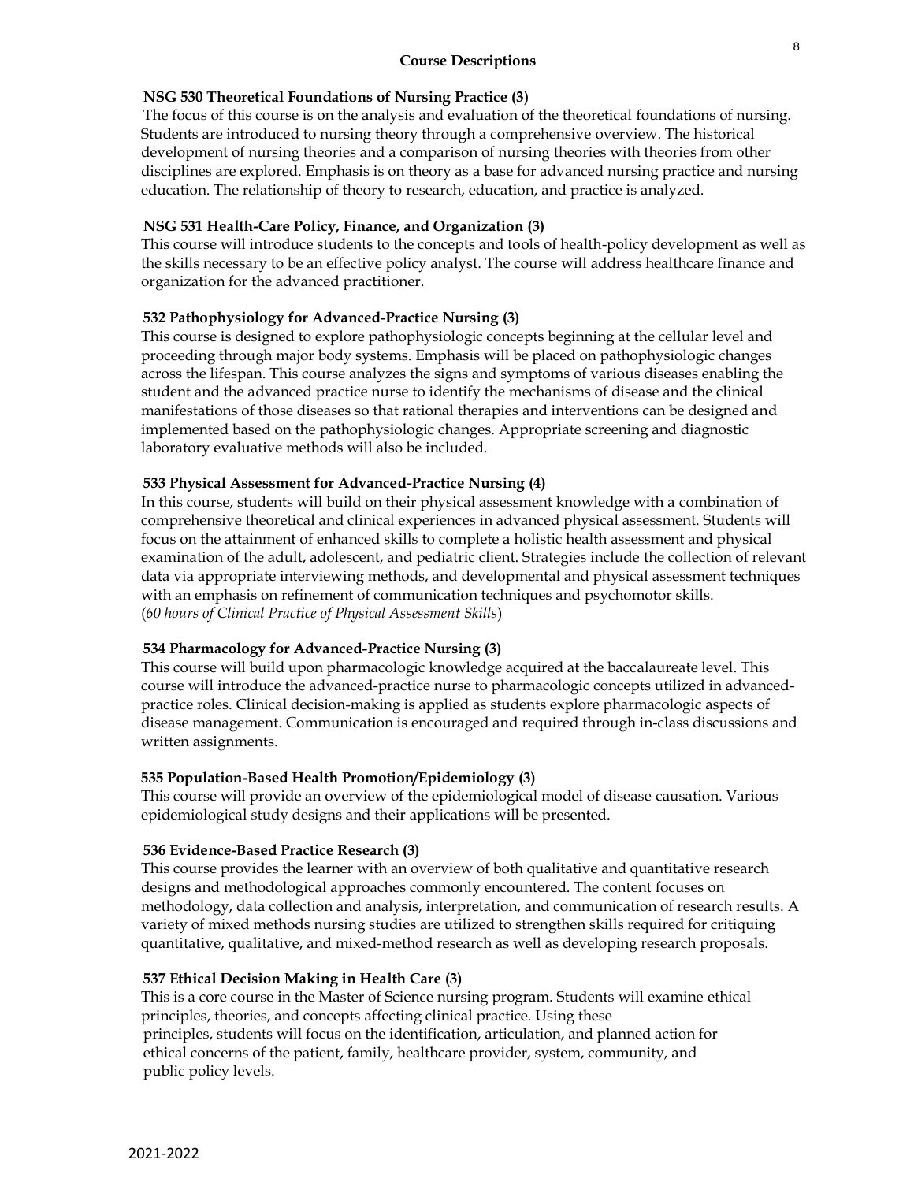## Course Descriptions

**NSG 530 Theoretical Foundations of Nursing Practice (3)**

The focus of this course is on the analysis and evaluation of the theoretical foundations of nursing. Students are introduced to nursing theory through a comprehensive overview. The historical development of nursing theories and a comparison of nursing theories with theories from other disciplines are explored. Emphasis is on theory as a base for advanced nursing practice and nursing education. The relationship of theory to research, education, and practice is analyzed.

**NSG 531 Health-Care Policy, Finance, and Organization (3)**

This course will introduce students to the concepts and tools of health-policy development as well as the skills necessary to be an effective policy analyst. The course will address healthcare finance and organization for the advanced practitioner.

**532 Pathophysiology for Advanced-Practice Nursing (3)**

This course is designed to explore pathophysiologic concepts beginning at the cellular level and proceeding through major body systems. Emphasis will be placed on pathophysiologic changes across the lifespan. This course analyzes the signs and symptoms of various diseases enabling the student and the advanced practice nurse to identify the mechanisms of disease and the clinical manifestations of those diseases so that rational therapies and interventions can be designed and implemented based on the pathophysiologic changes. Appropriate screening and diagnostic laboratory evaluative methods will also be included.

**533 Physical Assessment for Advanced-Practice Nursing (4)**

In this course, students will build on their physical assessment knowledge with a combination of comprehensive theoretical and clinical experiences in advanced physical assessment. Students will focus on the attainment of enhanced skills to complete a holistic health assessment and physical examination of the adult, adolescent, and pediatric client. Strategies include the collection of relevant data via appropriate interviewing methods, and developmental and physical assessment techniques with an emphasis on refinement of communication techniques and psychomotor skills. (*60 hours of Clinical Practice of Physical Assessment Skills*)

**534 Pharmacology for Advanced-Practice Nursing (3)**

This course will build upon pharmacologic knowledge acquired at the baccalaureate level. This course will introduce the advanced-practice nurse to pharmacologic concepts utilized in advanced-practice roles. Clinical decision-making is applied as students explore pharmacologic aspects of disease management. Communication is encouraged and required through in-class discussions and written assignments.

**535 Population-Based Health Promotion/Epidemiology (3)**

This course will provide an overview of the epidemiological model of disease causation. Various epidemiological study designs and their applications will be presented.

**536 Evidence-Based Practice Research (3)**

This course provides the learner with an overview of both qualitative and quantitative research designs and methodological approaches commonly encountered. The content focuses on methodology, data collection and analysis, interpretation, and communication of research results. A variety of mixed methods nursing studies are utilized to strengthen skills required for critiquing quantitative, qualitative, and mixed-method research as well as developing research proposals.

**537 Ethical Decision Making in Health Care (3)**

This is a core course in the Master of Science nursing program. Students will examine ethical principles, theories, and concepts affecting clinical practice. Using these principles, students will focus on the identification, articulation, and planned action for ethical concerns of the patient, family, healthcare provider, system, community, and public policy levels.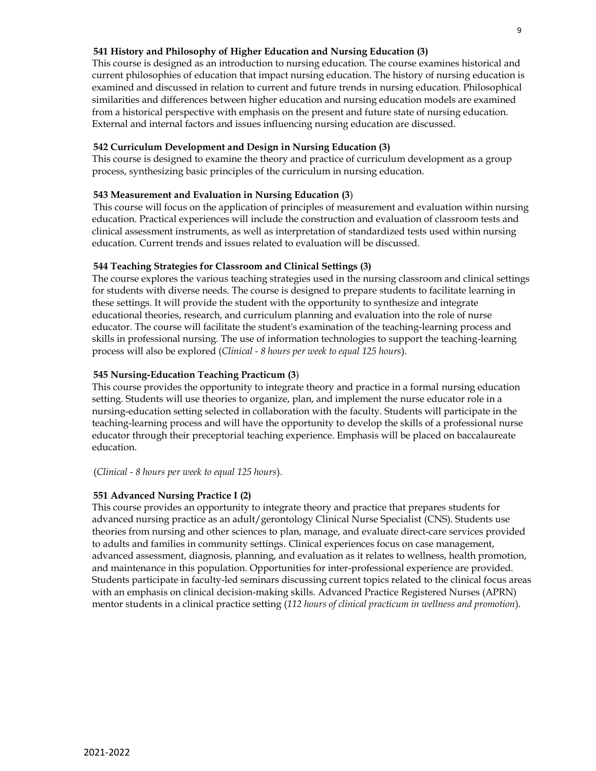**541 History and Philosophy of Higher Education and Nursing Education (3)**
This course is designed as an introduction to nursing education. The course examines historical and current philosophies of education that impact nursing education. The history of nursing education is examined and discussed in relation to current and future trends in nursing education. Philosophical similarities and differences between higher education and nursing education models are examined from a historical perspective with emphasis on the present and future state of nursing education. External and internal factors and issues influencing nursing education are discussed.

**542 Curriculum Development and Design in Nursing Education (3)**
This course is designed to examine the theory and practice of curriculum development as a group process, synthesizing basic principles of the curriculum in nursing education.

**543 Measurement and Evaluation in Nursing Education (3)**
This course will focus on the application of principles of measurement and evaluation within nursing education. Practical experiences will include the construction and evaluation of classroom tests and clinical assessment instruments, as well as interpretation of standardized tests used within nursing education. Current trends and issues related to evaluation will be discussed.

**544 Teaching Strategies for Classroom and Clinical Settings (3)**
The course explores the various teaching strategies used in the nursing classroom and clinical settings for students with diverse needs. The course is designed to prepare students to facilitate learning in these settings. It will provide the student with the opportunity to synthesize and integrate educational theories, research, and curriculum planning and evaluation into the role of nurse educator. The course will facilitate the student's examination of the teaching-learning process and skills in professional nursing. The use of information technologies to support the teaching-learning process will also be explored (*Clinical - 8 hours per week to equal 125 hours*).

**545 Nursing-Education Teaching Practicum (3)**
This course provides the opportunity to integrate theory and practice in a formal nursing education setting. Students will use theories to organize, plan, and implement the nurse educator role in a nursing-education setting selected in collaboration with the faculty. Students will participate in the teaching-learning process and will have the opportunity to develop the skills of a professional nurse educator through their preceptorial teaching experience. Emphasis will be placed on baccalaureate education.

(*Clinical - 8 hours per week to equal 125 hours*).

**551 Advanced Nursing Practice I (2)**
This course provides an opportunity to integrate theory and practice that prepares students for advanced nursing practice as an adult/gerontology Clinical Nurse Specialist (CNS). Students use theories from nursing and other sciences to plan, manage, and evaluate direct-care services provided to adults and families in community settings. Clinical experiences focus on case management, advanced assessment, diagnosis, planning, and evaluation as it relates to wellness, health promotion, and maintenance in this population. Opportunities for inter-professional experience are provided. Students participate in faculty-led seminars discussing current topics related to the clinical focus areas with an emphasis on clinical decision-making skills. Advanced Practice Registered Nurses (APRN) mentor students in a clinical practice setting (*112 hours of clinical practicum in wellness and promotion*).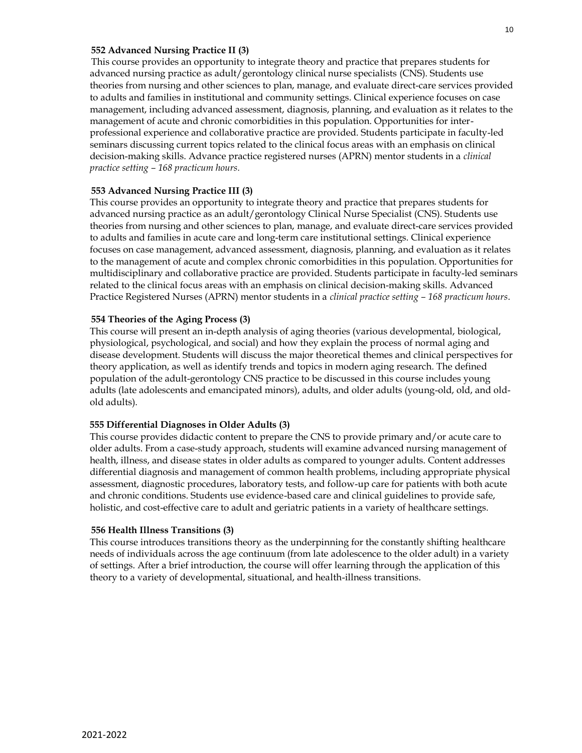**552 Advanced Nursing Practice II (3)**

This course provides an opportunity to integrate theory and practice that prepares students for advanced nursing practice as adult/gerontology clinical nurse specialists (CNS). Students use theories from nursing and other sciences to plan, manage, and evaluate direct-care services provided to adults and families in institutional and community settings. Clinical experience focuses on case management, including advanced assessment, diagnosis, planning, and evaluation as it relates to the management of acute and chronic comorbidities in this population. Opportunities for inter-professional experience and collaborative practice are provided. Students participate in faculty-led seminars discussing current topics related to the clinical focus areas with an emphasis on clinical decision-making skills. Advance practice registered nurses (APRN) mentor students in a *clinical practice setting – 168 practicum hours.*

**553 Advanced Nursing Practice III (3)**

This course provides an opportunity to integrate theory and practice that prepares students for advanced nursing practice as an adult/gerontology Clinical Nurse Specialist (CNS). Students use theories from nursing and other sciences to plan, manage, and evaluate direct-care services provided to adults and families in acute care and long-term care institutional settings. Clinical experience focuses on case management, advanced assessment, diagnosis, planning, and evaluation as it relates to the management of acute and complex chronic comorbidities in this population. Opportunities for multidisciplinary and collaborative practice are provided. Students participate in faculty-led seminars related to the clinical focus areas with an emphasis on clinical decision-making skills. Advanced Practice Registered Nurses (APRN) mentor students in a *clinical practice setting – 168 practicum hours*.

**554 Theories of the Aging Process (3)**

This course will present an in-depth analysis of aging theories (various developmental, biological, physiological, psychological, and social) and how they explain the process of normal aging and disease development. Students will discuss the major theoretical themes and clinical perspectives for theory application, as well as identify trends and topics in modern aging research. The defined population of the adult-gerontology CNS practice to be discussed in this course includes young adults (late adolescents and emancipated minors), adults, and older adults (young-old, old, and old-old adults).

**555 Differential Diagnoses in Older Adults (3)**

This course provides didactic content to prepare the CNS to provide primary and/or acute care to older adults. From a case-study approach, students will examine advanced nursing management of health, illness, and disease states in older adults as compared to younger adults. Content addresses differential diagnosis and management of common health problems, including appropriate physical assessment, diagnostic procedures, laboratory tests, and follow-up care for patients with both acute and chronic conditions. Students use evidence-based care and clinical guidelines to provide safe, holistic, and cost-effective care to adult and geriatric patients in a variety of healthcare settings.

**556 Health Illness Transitions (3)**

This course introduces transitions theory as the underpinning for the constantly shifting healthcare needs of individuals across the age continuum (from late adolescence to the older adult) in a variety of settings. After a brief introduction, the course will offer learning through the application of this theory to a variety of developmental, situational, and health-illness transitions.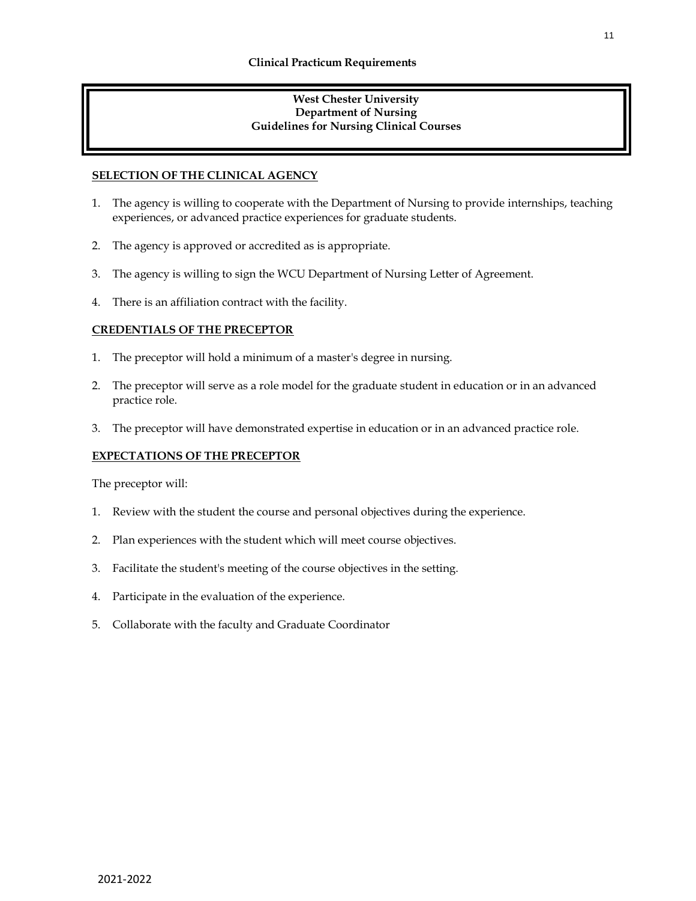## Clinical Practicum Requirements

**West Chester University**
**Department of Nursing**
**Guidelines for Nursing Clinical Courses**

### SELECTION OF THE CLINICAL AGENCY

1. The agency is willing to cooperate with the Department of Nursing to provide internships, teaching experiences, or advanced practice experiences for graduate students.
2. The agency is approved or accredited as is appropriate.
3. The agency is willing to sign the WCU Department of Nursing Letter of Agreement.
4. There is an affiliation contract with the facility.

### CREDENTIALS OF THE PRECEPTOR

1. The preceptor will hold a minimum of a master's degree in nursing.
2. The preceptor will serve as a role model for the graduate student in education or in an advanced practice role.
3. The preceptor will have demonstrated expertise in education or in an advanced practice role.

### EXPECTATIONS OF THE PRECEPTOR

The preceptor will:

1. Review with the student the course and personal objectives during the experience.
2. Plan experiences with the student which will meet course objectives.
3. Facilitate the student's meeting of the course objectives in the setting.
4. Participate in the evaluation of the experience.
5. Collaborate with the faculty and Graduate Coordinator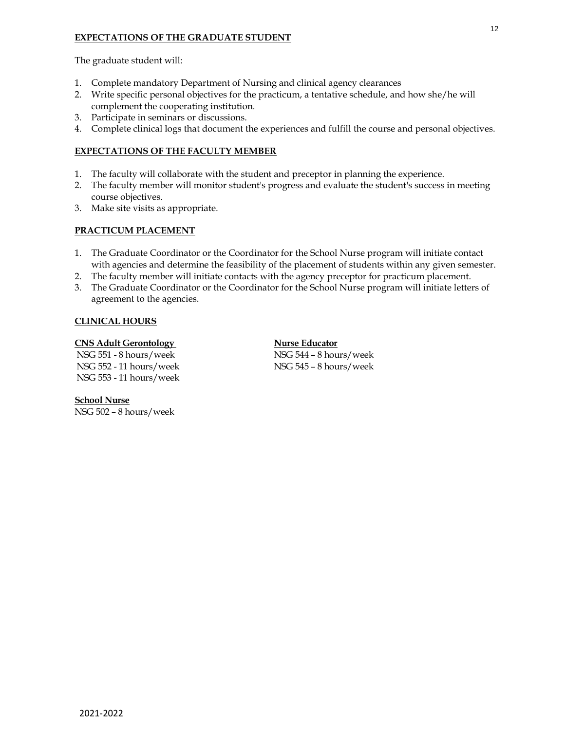## EXPECTATIONS OF THE GRADUATE STUDENT

The graduate student will:

1. Complete mandatory Department of Nursing and clinical agency clearances
2. Write specific personal objectives for the practicum, a tentative schedule, and how she/he will complement the cooperating institution.
3. Participate in seminars or discussions.
4. Complete clinical logs that document the experiences and fulfill the course and personal objectives.

## EXPECTATIONS OF THE FACULTY MEMBER

1. The faculty will collaborate with the student and preceptor in planning the experience.
2. The faculty member will monitor student's progress and evaluate the student's success in meeting course objectives.
3. Make site visits as appropriate.

## PRACTICUM PLACEMENT

1. The Graduate Coordinator or the Coordinator for the School Nurse program will initiate contact with agencies and determine the feasibility of the placement of students within any given semester.
2. The faculty member will initiate contacts with the agency preceptor for practicum placement.
3. The Graduate Coordinator or the Coordinator for the School Nurse program will initiate letters of agreement to the agencies.

## CLINICAL HOURS

**CNS Adult Gerontology**

NSG 551 - 8 hours/week
NSG 552 - 11 hours/week
NSG 553 - 11 hours/week

**Nurse Educator**

NSG 544 – 8 hours/week
NSG 545 – 8 hours/week

**School Nurse**

NSG 502 – 8 hours/week

2021-2022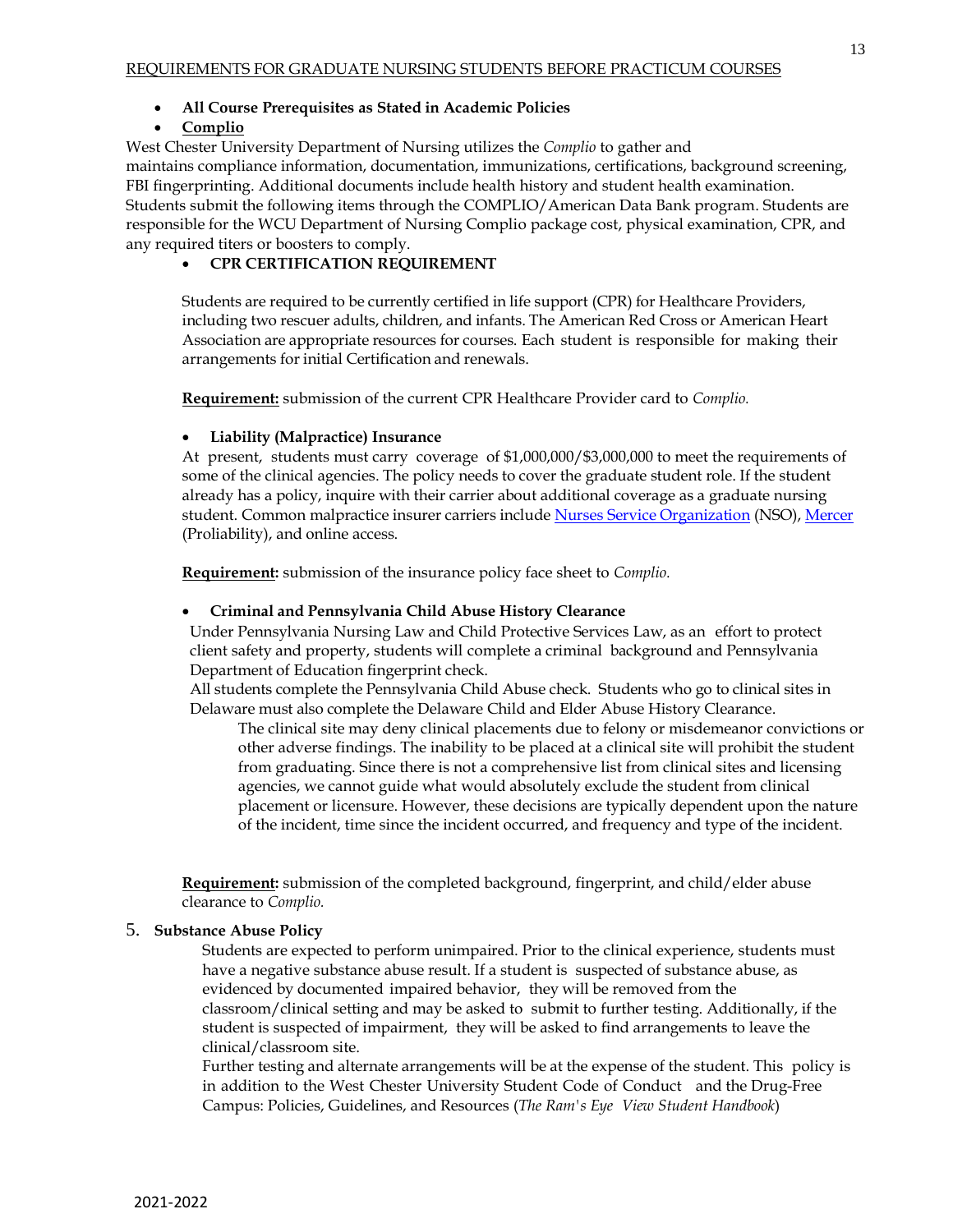REQUIREMENTS FOR GRADUATE NURSING STUDENTS BEFORE PRACTICUM COURSES

- **All Course Prerequisites as Stated in Academic Policies**
- **Complio**

West Chester University Department of Nursing utilizes the *Complio* to gather and maintains compliance information, documentation, immunizations, certifications, background screening, FBI fingerprinting. Additional documents include health history and student health examination. Students submit the following items through the COMPLIO/American Data Bank program. Students are responsible for the WCU Department of Nursing Complio package cost, physical examination, CPR, and any required titers or boosters to comply.

- **CPR CERTIFICATION REQUIREMENT**

Students are required to be currently certified in life support (CPR) for Healthcare Providers, including two rescuer adults, children, and infants. The American Red Cross or American Heart Association are appropriate resources for courses. Each student is responsible for making their arrangements for initial Certification and renewals.

**Requirement:** submission of the current CPR Healthcare Provider card to *Complio.*

- **Liability (Malpractice) Insurance**

At present, students must carry coverage of $1,000,000/$3,000,000 to meet the requirements of some of the clinical agencies. The policy needs to cover the graduate student role. If the student already has a policy, inquire with their carrier about additional coverage as a graduate nursing student. Common malpractice insurer carriers include Nurses Service Organization (NSO), Mercer (Proliability), and online access.

**Requirement:** submission of the insurance policy face sheet to *Complio.*

- **Criminal and Pennsylvania Child Abuse History Clearance**

Under Pennsylvania Nursing Law and Child Protective Services Law, as an effort to protect client safety and property, students will complete a criminal background and Pennsylvania Department of Education fingerprint check.

All students complete the Pennsylvania Child Abuse check. Students who go to clinical sites in Delaware must also complete the Delaware Child and Elder Abuse History Clearance.

The clinical site may deny clinical placements due to felony or misdemeanor convictions or other adverse findings. The inability to be placed at a clinical site will prohibit the student from graduating. Since there is not a comprehensive list from clinical sites and licensing agencies, we cannot guide what would absolutely exclude the student from clinical placement or licensure. However, these decisions are typically dependent upon the nature of the incident, time since the incident occurred, and frequency and type of the incident.

**Requirement:** submission of the completed background, fingerprint, and child/elder abuse clearance to *Complio.*

5. **Substance Abuse Policy**

Students are expected to perform unimpaired. Prior to the clinical experience, students must have a negative substance abuse result. If a student is suspected of substance abuse, as evidenced by documented impaired behavior, they will be removed from the classroom/clinical setting and may be asked to submit to further testing. Additionally, if the student is suspected of impairment, they will be asked to find arrangements to leave the clinical/classroom site.

Further testing and alternate arrangements will be at the expense of the student. This policy is in addition to the West Chester University Student Code of Conduct and the Drug-Free Campus: Policies, Guidelines, and Resources (*The Ram's Eye View Student Handbook*)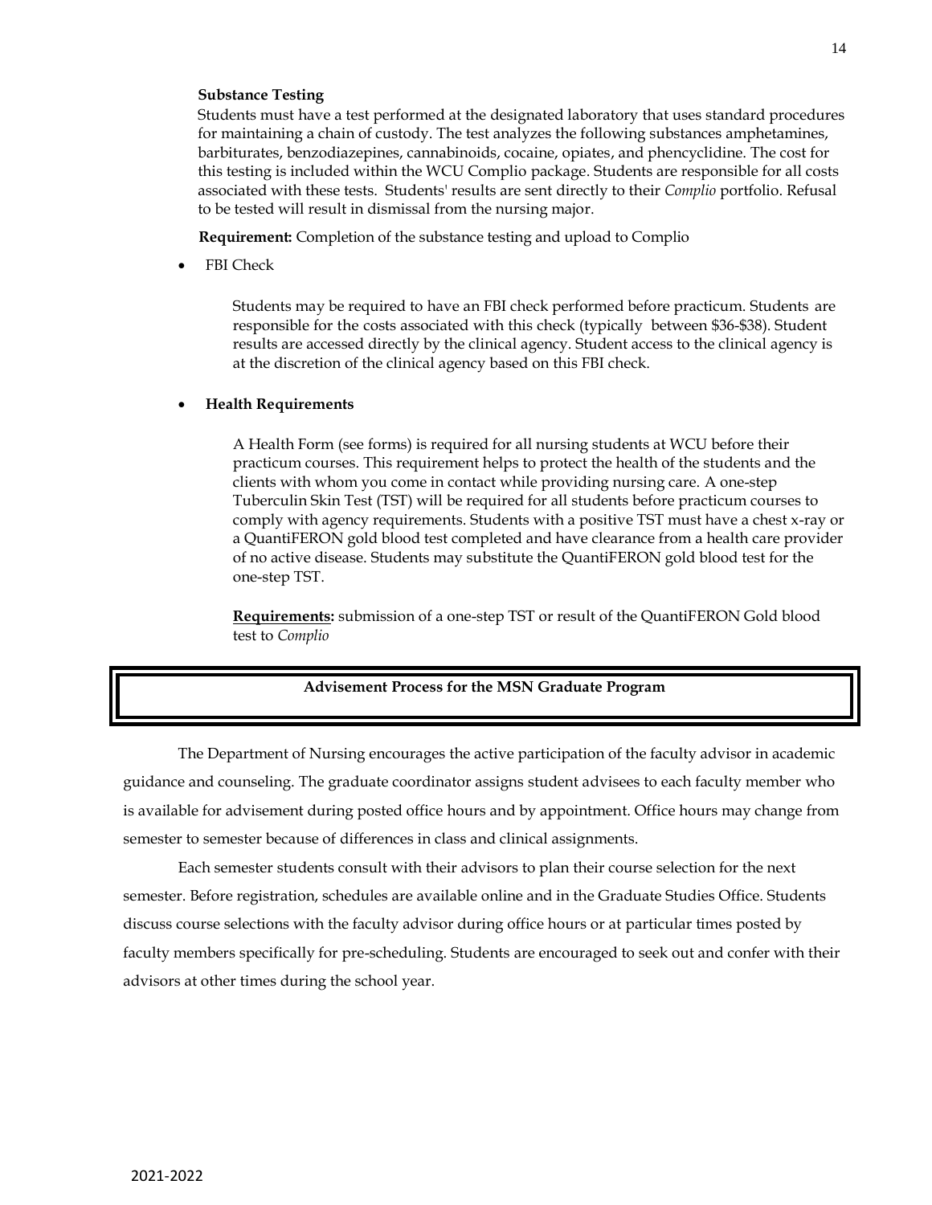**Substance Testing**

Students must have a test performed at the designated laboratory that uses standard procedures for maintaining a chain of custody. The test analyzes the following substances amphetamines, barbiturates, benzodiazepines, cannabinoids, cocaine, opiates, and phencyclidine. The cost for this testing is included within the WCU Complio package. Students are responsible for all costs associated with these tests. Students' results are sent directly to their *Complio* portfolio. Refusal to be tested will result in dismissal from the nursing major.

**Requirement:** Completion of the substance testing and upload to Complio

- FBI Check

  Students may be required to have an FBI check performed before practicum. Students are responsible for the costs associated with this check (typically between $36-$38). Student results are accessed directly by the clinical agency. Student access to the clinical agency is at the discretion of the clinical agency based on this FBI check.

- **Health Requirements**

  A Health Form (see forms) is required for all nursing students at WCU before their practicum courses. This requirement helps to protect the health of the students and the clients with whom you come in contact while providing nursing care. A one-step Tuberculin Skin Test (TST) will be required for all students before practicum courses to comply with agency requirements. Students with a positive TST must have a chest x-ray or a QuantiFERON gold blood test completed and have clearance from a health care provider of no active disease. Students may substitute the QuantiFERON gold blood test for the one-step TST.

  **Requirements:** submission of a one-step TST or result of the QuantiFERON Gold blood test to *Complio*

## Advisement Process for the MSN Graduate Program

The Department of Nursing encourages the active participation of the faculty advisor in academic guidance and counseling. The graduate coordinator assigns student advisees to each faculty member who is available for advisement during posted office hours and by appointment. Office hours may change from semester to semester because of differences in class and clinical assignments.

Each semester students consult with their advisors to plan their course selection for the next semester. Before registration, schedules are available online and in the Graduate Studies Office. Students discuss course selections with the faculty advisor during office hours or at particular times posted by faculty members specifically for pre-scheduling. Students are encouraged to seek out and confer with their advisors at other times during the school year.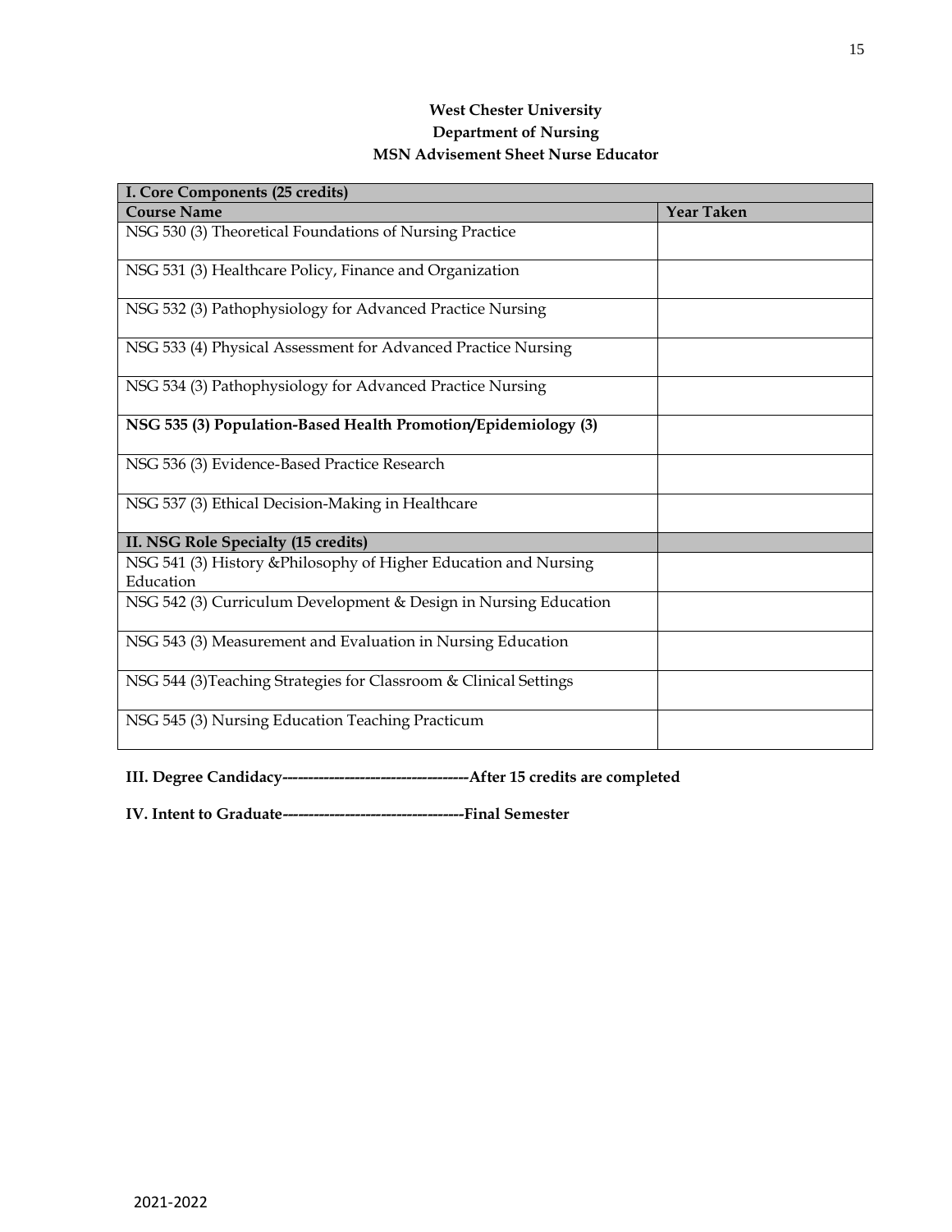**West Chester University**
**Department of Nursing**
**MSN Advisement Sheet Nurse Educator**

| I. Core Components (25 credits) | |
|---|---|
| **Course Name** | **Year Taken** |
| NSG 530 (3) Theoretical Foundations of Nursing Practice | |
| NSG 531 (3) Healthcare Policy, Finance and Organization | |
| NSG 532 (3) Pathophysiology for Advanced Practice Nursing | |
| NSG 533 (4) Physical Assessment for Advanced Practice Nursing | |
| NSG 534 (3) Pathophysiology for Advanced Practice Nursing | |
| **NSG 535 (3) Population-Based Health Promotion/Epidemiology (3)** | |
| NSG 536 (3) Evidence-Based Practice Research | |
| NSG 537 (3) Ethical Decision-Making in Healthcare | |
| **II. NSG Role Specialty (15 credits)** | |
| NSG 541 (3) History &Philosophy of Higher Education and Nursing Education | |
| NSG 542 (3) Curriculum Development & Design in Nursing Education | |
| NSG 543 (3) Measurement and Evaluation in Nursing Education | |
| NSG 544 (3)Teaching Strategies for Classroom & Clinical Settings | |
| NSG 545 (3) Nursing Education Teaching Practicum | |

**III. Degree Candidacy------------------------------------After 15 credits are completed**

**IV. Intent to Graduate-----------------------------------Final Semester**

2021-2022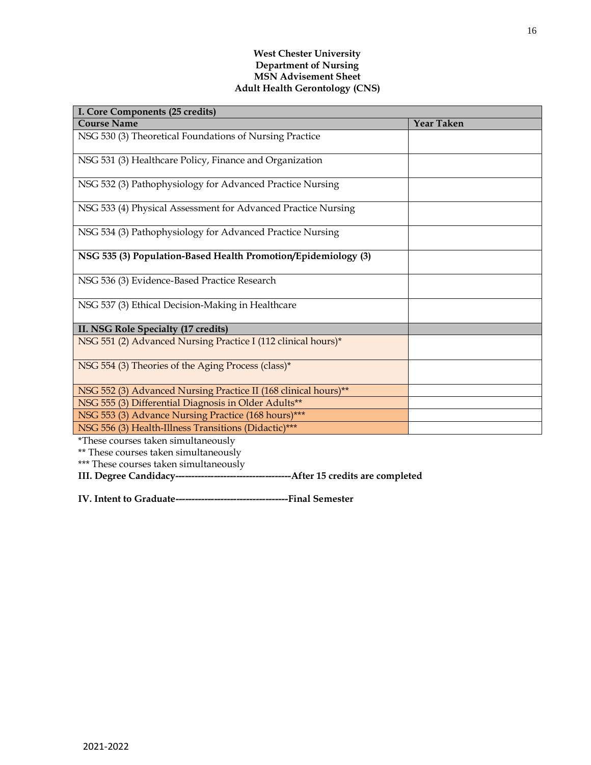**West Chester University**
**Department of Nursing**
**MSN Advisement Sheet**
**Adult Health Gerontology (CNS)**

| **I. Core Components (25 credits)** | |
|---|---|
| **Course Name** | **Year Taken** |
| NSG 530 (3) Theoretical Foundations of Nursing Practice | |
| NSG 531 (3) Healthcare Policy, Finance and Organization | |
| NSG 532 (3) Pathophysiology for Advanced Practice Nursing | |
| NSG 533 (4) Physical Assessment for Advanced Practice Nursing | |
| NSG 534 (3) Pathophysiology for Advanced Practice Nursing | |
| **NSG 535 (3) Population-Based Health Promotion/Epidemiology (3)** | |
| NSG 536 (3) Evidence-Based Practice Research | |
| NSG 537 (3) Ethical Decision-Making in Healthcare | |
| **II. NSG Role Specialty (17 credits)** | |
| NSG 551 (2) Advanced Nursing Practice I (112 clinical hours)* | |
| NSG 554 (3) Theories of the Aging Process (class)* | |
| NSG 552 (3) Advanced Nursing Practice II (168 clinical hours)** | |
| NSG 555 (3) Differential Diagnosis in Older Adults** | |
| NSG 553 (3) Advance Nursing Practice (168 hours)*** | |
| NSG 556 (3) Health-Illness Transitions (Didactic)*** | |

*These courses taken simultaneously

** These courses taken simultaneously

*** These courses taken simultaneously

**III. Degree Candidacy-----------------------------------After 15 credits are completed**

**IV. Intent to Graduate---------------------------------Final Semester**

2021-2022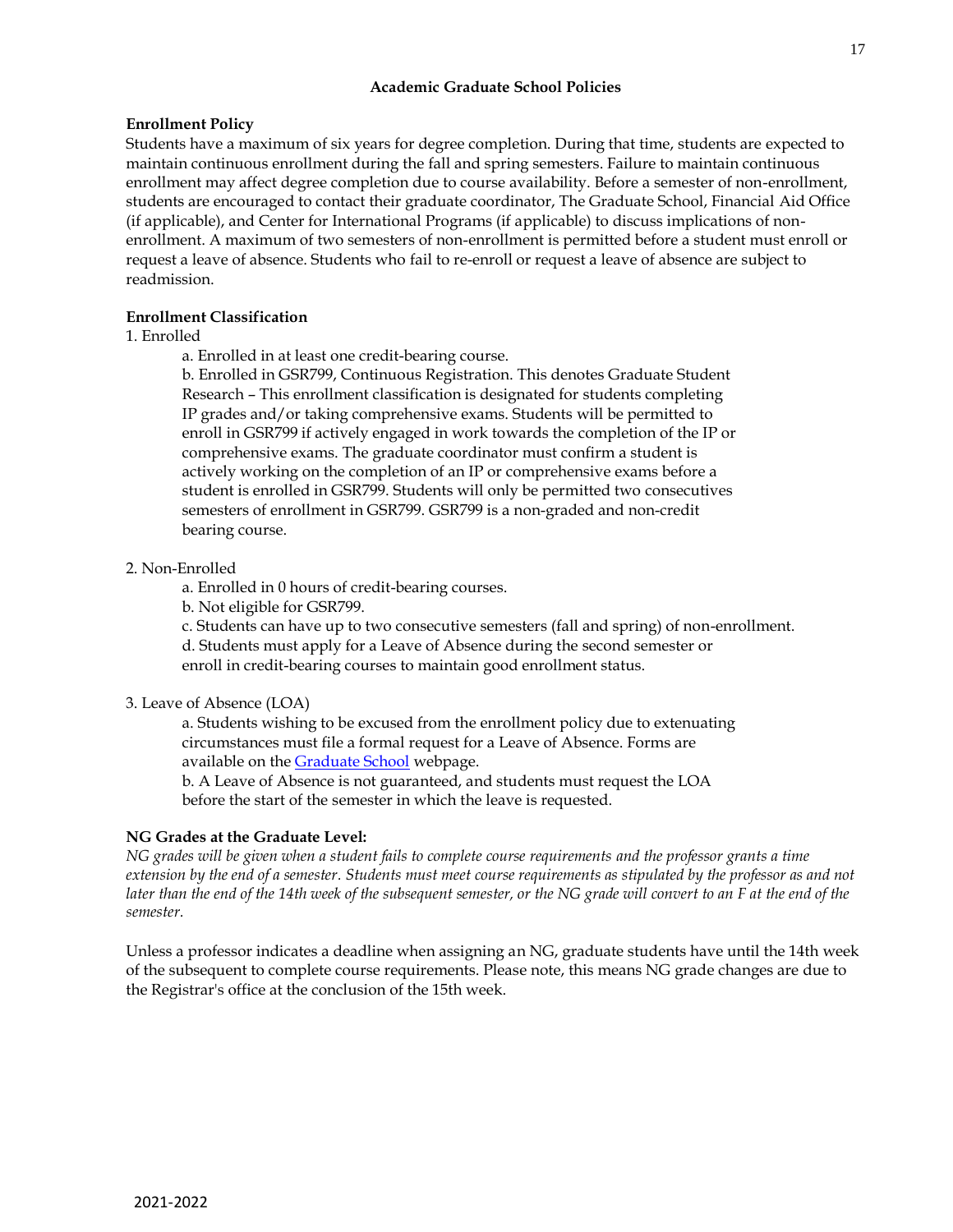## Academic Graduate School Policies

**Enrollment Policy**

Students have a maximum of six years for degree completion. During that time, students are expected to maintain continuous enrollment during the fall and spring semesters. Failure to maintain continuous enrollment may affect degree completion due to course availability. Before a semester of non-enrollment, students are encouraged to contact their graduate coordinator, The Graduate School, Financial Aid Office (if applicable), and Center for International Programs (if applicable) to discuss implications of non-enrollment. A maximum of two semesters of non-enrollment is permitted before a student must enroll or request a leave of absence. Students who fail to re-enroll or request a leave of absence are subject to readmission.

**Enrollment Classification**

1. Enrolled
   - a. Enrolled in at least one credit-bearing course.
   - b. Enrolled in GSR799, Continuous Registration. This denotes Graduate Student Research – This enrollment classification is designated for students completing IP grades and/or taking comprehensive exams. Students will be permitted to enroll in GSR799 if actively engaged in work towards the completion of the IP or comprehensive exams. The graduate coordinator must confirm a student is actively working on the completion of an IP or comprehensive exams before a student is enrolled in GSR799. Students will only be permitted two consecutives semesters of enrollment in GSR799. GSR799 is a non-graded and non-credit bearing course.

2. Non-Enrolled
   - a. Enrolled in 0 hours of credit-bearing courses.
   - b. Not eligible for GSR799.
   - c. Students can have up to two consecutive semesters (fall and spring) of non-enrollment.
   - d. Students must apply for a Leave of Absence during the second semester or enroll in credit-bearing courses to maintain good enrollment status.

3. Leave of Absence (LOA)
   - a. Students wishing to be excused from the enrollment policy due to extenuating circumstances must file a formal request for a Leave of Absence. Forms are available on the Graduate School webpage.
   - b. A Leave of Absence is not guaranteed, and students must request the LOA before the start of the semester in which the leave is requested.

**NG Grades at the Graduate Level:**

*NG grades will be given when a student fails to complete course requirements and the professor grants a time extension by the end of a semester. Students must meet course requirements as stipulated by the professor as and not later than the end of the 14th week of the subsequent semester, or the NG grade will convert to an F at the end of the semester.*

Unless a professor indicates a deadline when assigning an NG, graduate students have until the 14th week of the subsequent to complete course requirements. Please note, this means NG grade changes are due to the Registrar's office at the conclusion of the 15th week.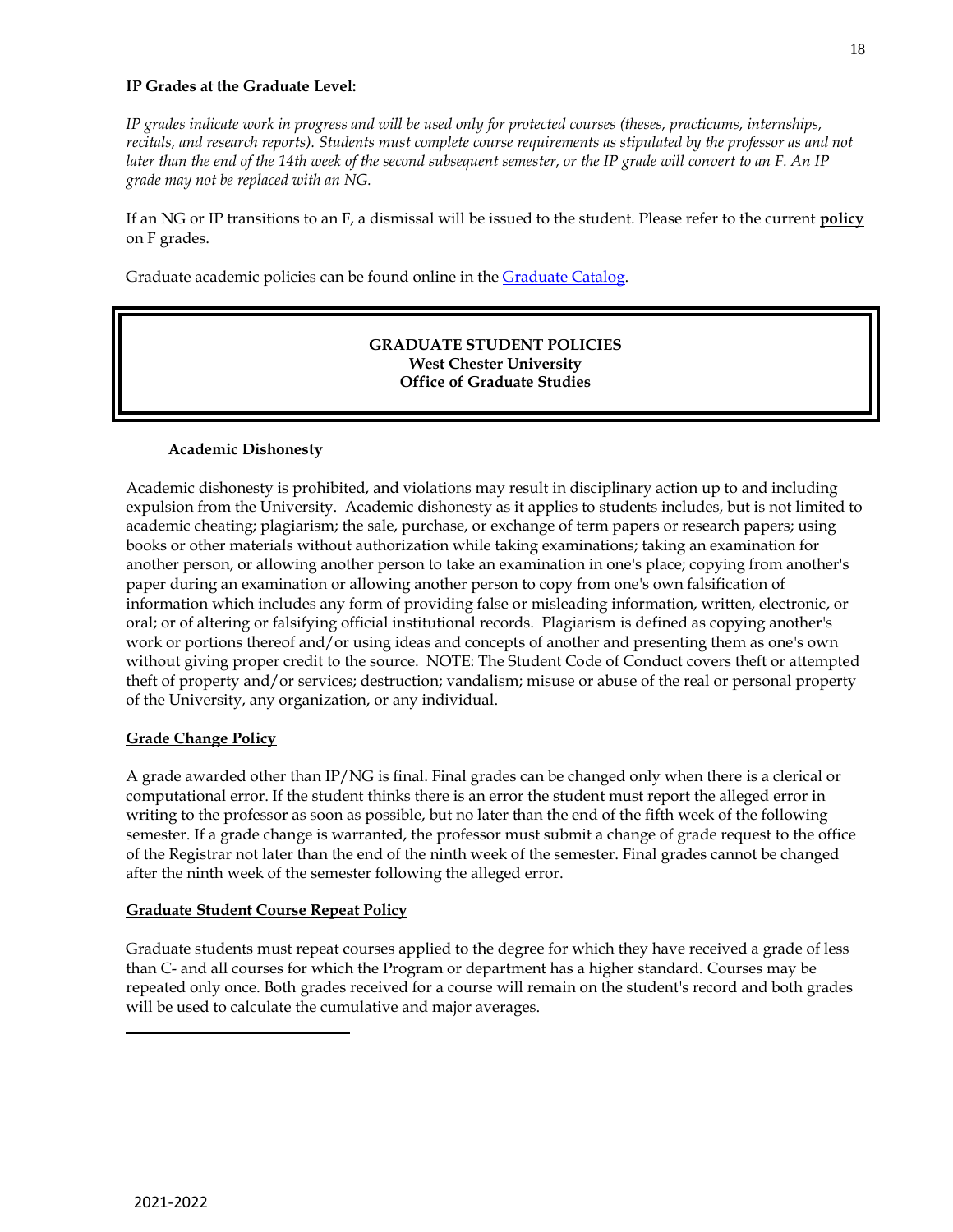**IP Grades at the Graduate Level:**

*IP grades indicate work in progress and will be used only for protected courses (theses, practicums, internships, recitals, and research reports). Students must complete course requirements as stipulated by the professor as and not later than the end of the 14th week of the second subsequent semester, or the IP grade will convert to an F. An IP grade may not be replaced with an NG.*

If an NG or IP transitions to an F, a dismissal will be issued to the student. Please refer to the current **policy** on F grades.

Graduate academic policies can be found online in the Graduate Catalog.

## GRADUATE STUDENT POLICIES
**West Chester University**
**Office of Graduate Studies**

**Academic Dishonesty**

Academic dishonesty is prohibited, and violations may result in disciplinary action up to and including expulsion from the University. Academic dishonesty as it applies to students includes, but is not limited to academic cheating; plagiarism; the sale, purchase, or exchange of term papers or research papers; using books or other materials without authorization while taking examinations; taking an examination for another person, or allowing another person to take an examination in one's place; copying from another's paper during an examination or allowing another person to copy from one's own falsification of information which includes any form of providing false or misleading information, written, electronic, or oral; or of altering or falsifying official institutional records. Plagiarism is defined as copying another's work or portions thereof and/or using ideas and concepts of another and presenting them as one's own without giving proper credit to the source. NOTE: The Student Code of Conduct covers theft or attempted theft of property and/or services; destruction; vandalism; misuse or abuse of the real or personal property of the University, any organization, or any individual.

**Grade Change Policy**

A grade awarded other than IP/NG is final. Final grades can be changed only when there is a clerical or computational error. If the student thinks there is an error the student must report the alleged error in writing to the professor as soon as possible, but no later than the end of the fifth week of the following semester. If a grade change is warranted, the professor must submit a change of grade request to the office of the Registrar not later than the end of the ninth week of the semester. Final grades cannot be changed after the ninth week of the semester following the alleged error.

**Graduate Student Course Repeat Policy**

Graduate students must repeat courses applied to the degree for which they have received a grade of less than C- and all courses for which the Program or department has a higher standard. Courses may be repeated only once. Both grades received for a course will remain on the student's record and both grades will be used to calculate the cumulative and major averages.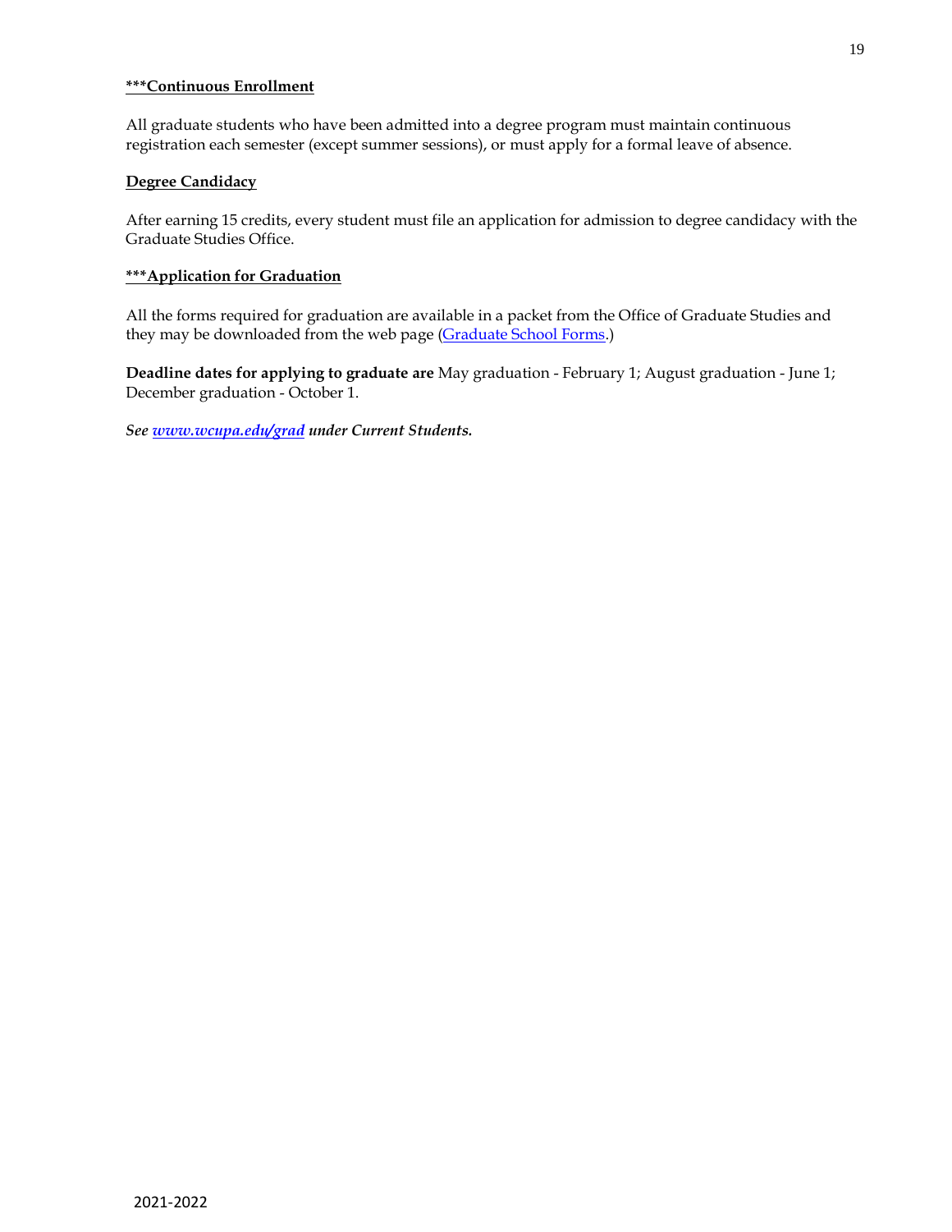**<u>***Continuous Enrollment</u>**

All graduate students who have been admitted into a degree program must maintain continuous registration each semester (except summer sessions), or must apply for a formal leave of absence.

**<u>Degree Candidacy</u>**

After earning 15 credits, every student must file an application for admission to degree candidacy with the Graduate Studies Office.

**<u>***Application for Graduation</u>**

All the forms required for graduation are available in a packet from the Office of Graduate Studies and they may be downloaded from the web page (Graduate School Forms.)

**Deadline dates for applying to graduate are** May graduation - February 1; August graduation - June 1; December graduation - October 1.

***See www.wcupa.edu/grad under Current Students.***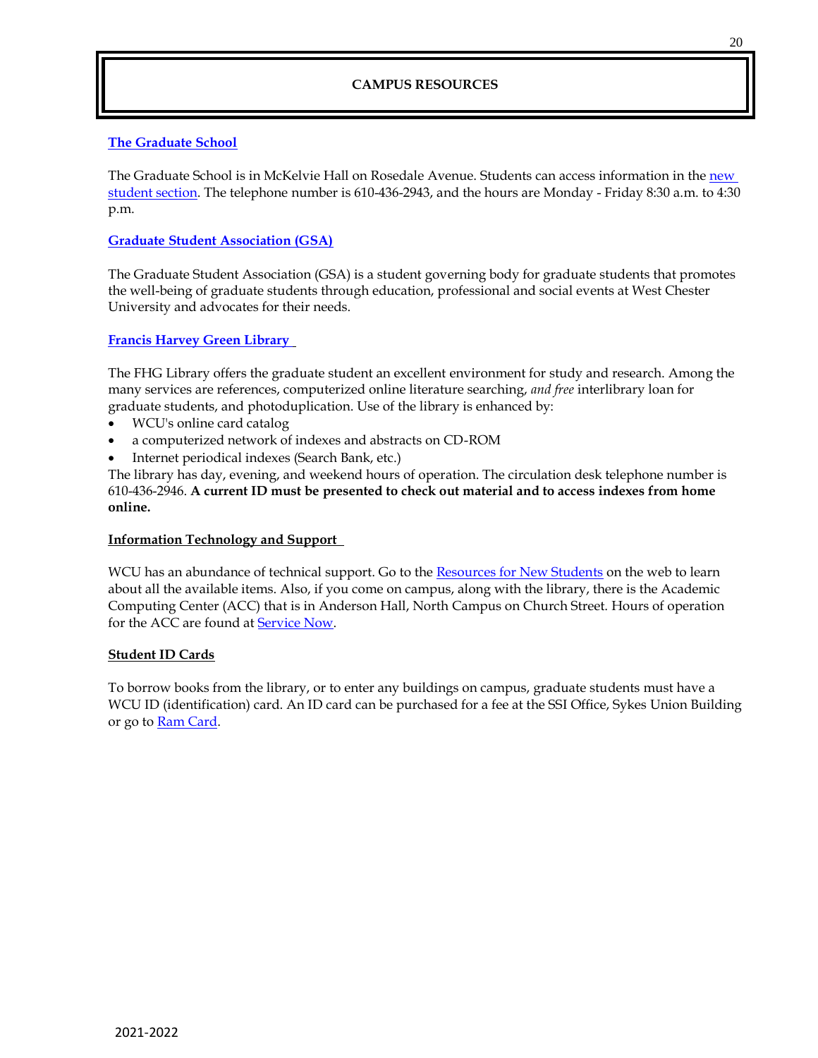# CAMPUS RESOURCES

## The Graduate School

The Graduate School is in McKelvie Hall on Rosedale Avenue. Students can access information in the new student section. The telephone number is 610-436-2943, and the hours are Monday - Friday 8:30 a.m. to 4:30 p.m.

## Graduate Student Association (GSA)

The Graduate Student Association (GSA) is a student governing body for graduate students that promotes the well-being of graduate students through education, professional and social events at West Chester University and advocates for their needs.

## Francis Harvey Green Library

The FHG Library offers the graduate student an excellent environment for study and research. Among the many services are references, computerized online literature searching, *and free* interlibrary loan for graduate students, and photoduplication. Use of the library is enhanced by:

- WCU's online card catalog
- a computerized network of indexes and abstracts on CD-ROM
- Internet periodical indexes (Search Bank, etc.)

The library has day, evening, and weekend hours of operation. The circulation desk telephone number is 610-436-2946. **A current ID must be presented to check out material and to access indexes from home online.**

## Information Technology and Support

WCU has an abundance of technical support. Go to the Resources for New Students on the web to learn about all the available items. Also, if you come on campus, along with the library, there is the Academic Computing Center (ACC) that is in Anderson Hall, North Campus on Church Street. Hours of operation for the ACC are found at Service Now.

## Student ID Cards

To borrow books from the library, or to enter any buildings on campus, graduate students must have a WCU ID (identification) card. An ID card can be purchased for a fee at the SSI Office, Sykes Union Building or go to Ram Card.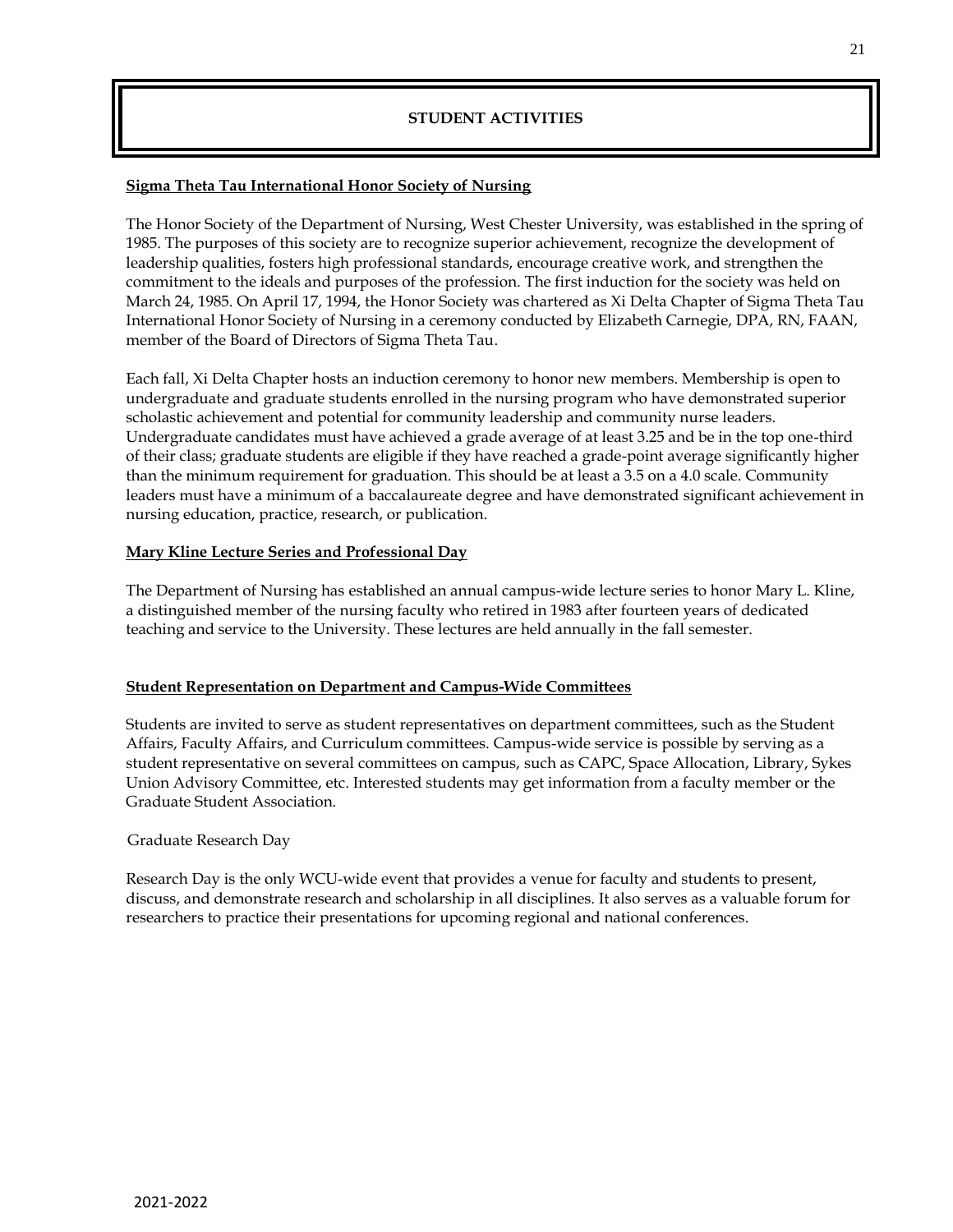# STUDENT ACTIVITIES

**Sigma Theta Tau International Honor Society of Nursing**

The Honor Society of the Department of Nursing, West Chester University, was established in the spring of 1985. The purposes of this society are to recognize superior achievement, recognize the development of leadership qualities, fosters high professional standards, encourage creative work, and strengthen the commitment to the ideals and purposes of the profession. The first induction for the society was held on March 24, 1985. On April 17, 1994, the Honor Society was chartered as Xi Delta Chapter of Sigma Theta Tau International Honor Society of Nursing in a ceremony conducted by Elizabeth Carnegie, DPA, RN, FAAN, member of the Board of Directors of Sigma Theta Tau.

Each fall, Xi Delta Chapter hosts an induction ceremony to honor new members. Membership is open to undergraduate and graduate students enrolled in the nursing program who have demonstrated superior scholastic achievement and potential for community leadership and community nurse leaders. Undergraduate candidates must have achieved a grade average of at least 3.25 and be in the top one-third of their class; graduate students are eligible if they have reached a grade-point average significantly higher than the minimum requirement for graduation. This should be at least a 3.5 on a 4.0 scale. Community leaders must have a minimum of a baccalaureate degree and have demonstrated significant achievement in nursing education, practice, research, or publication.

**Mary Kline Lecture Series and Professional Day**

The Department of Nursing has established an annual campus-wide lecture series to honor Mary L. Kline, a distinguished member of the nursing faculty who retired in 1983 after fourteen years of dedicated teaching and service to the University. These lectures are held annually in the fall semester.

**Student Representation on Department and Campus-Wide Committees**

Students are invited to serve as student representatives on department committees, such as the Student Affairs, Faculty Affairs, and Curriculum committees. Campus-wide service is possible by serving as a student representative on several committees on campus, such as CAPC, Space Allocation, Library, Sykes Union Advisory Committee, etc. Interested students may get information from a faculty member or the Graduate Student Association.

Graduate Research Day

Research Day is the only WCU-wide event that provides a venue for faculty and students to present, discuss, and demonstrate research and scholarship in all disciplines. It also serves as a valuable forum for researchers to practice their presentations for upcoming regional and national conferences.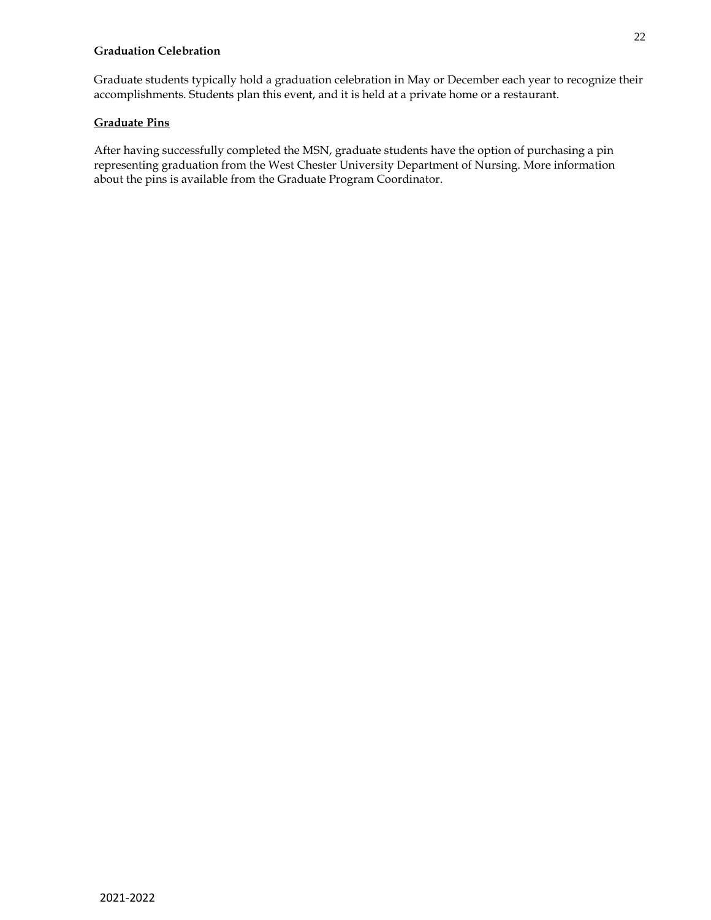**Graduation Celebration**

Graduate students typically hold a graduation celebration in May or December each year to recognize their accomplishments. Students plan this event, and it is held at a private home or a restaurant.

**Graduate Pins**

After having successfully completed the MSN, graduate students have the option of purchasing a pin representing graduation from the West Chester University Department of Nursing. More information about the pins is available from the Graduate Program Coordinator.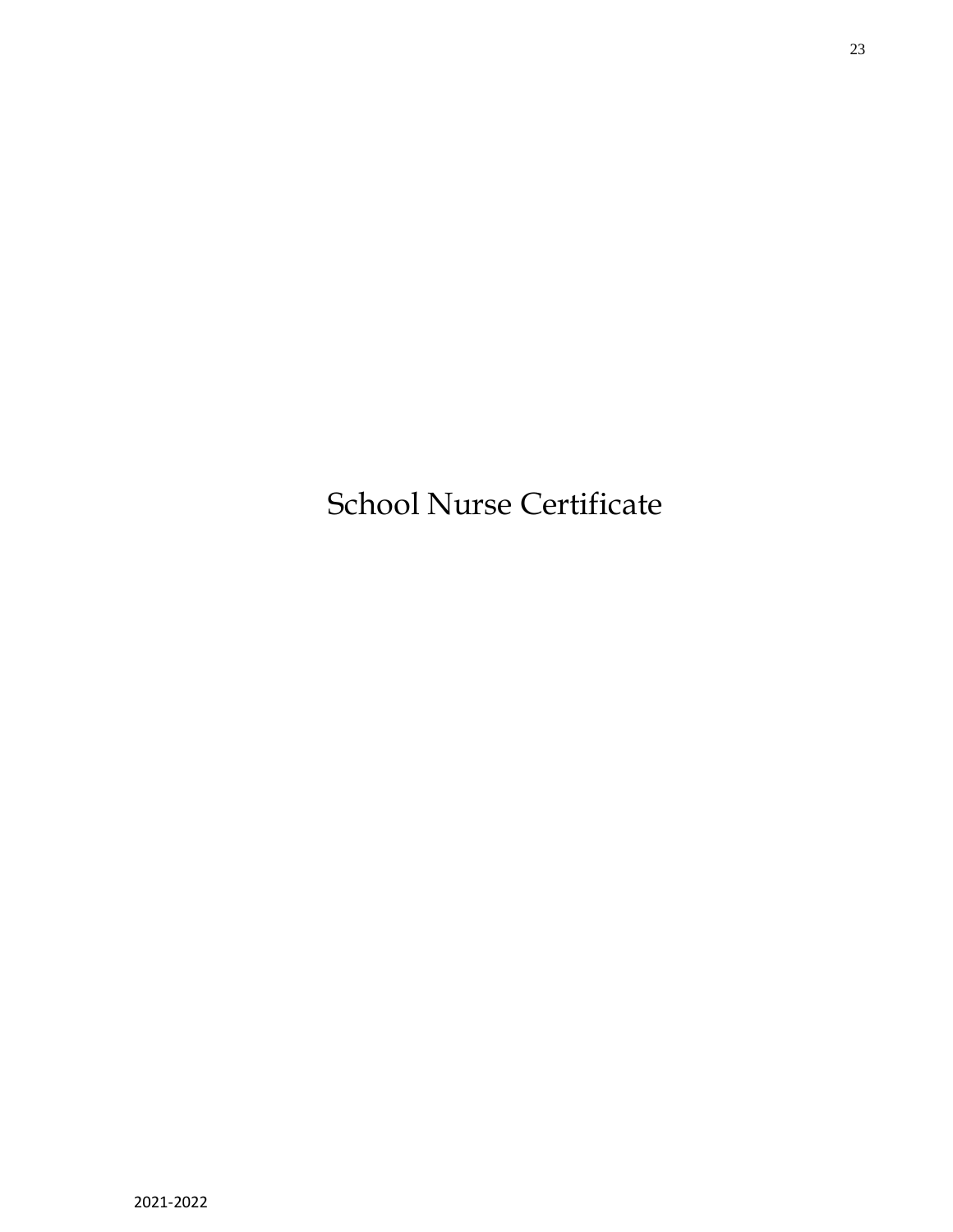# School Nurse Certificate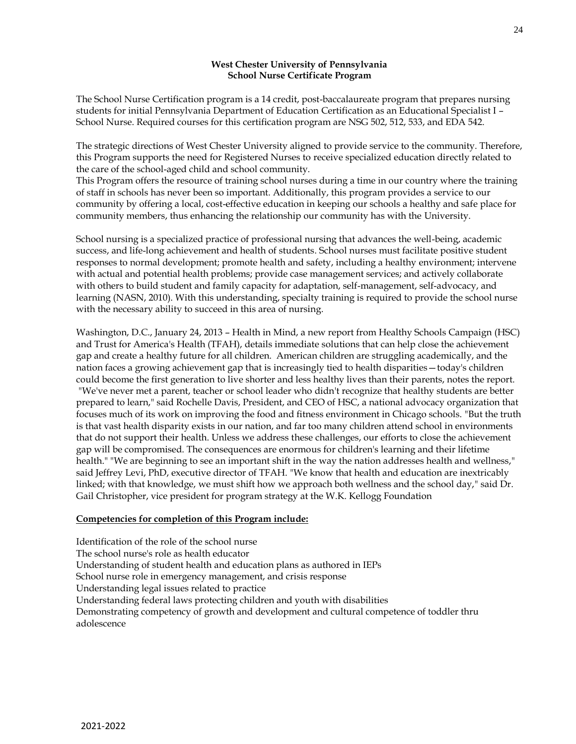**West Chester University of Pennsylvania**
**School Nurse Certificate Program**

The School Nurse Certification program is a 14 credit, post-baccalaureate program that prepares nursing students for initial Pennsylvania Department of Education Certification as an Educational Specialist I – School Nurse. Required courses for this certification program are NSG 502, 512, 533, and EDA 542.

The strategic directions of West Chester University aligned to provide service to the community. Therefore, this Program supports the need for Registered Nurses to receive specialized education directly related to the care of the school-aged child and school community.
This Program offers the resource of training school nurses during a time in our country where the training of staff in schools has never been so important. Additionally, this program provides a service to our community by offering a local, cost-effective education in keeping our schools a healthy and safe place for community members, thus enhancing the relationship our community has with the University.

School nursing is a specialized practice of professional nursing that advances the well-being, academic success, and life-long achievement and health of students. School nurses must facilitate positive student responses to normal development; promote health and safety, including a healthy environment; intervene with actual and potential health problems; provide case management services; and actively collaborate with others to build student and family capacity for adaptation, self-management, self-advocacy, and learning (NASN, 2010). With this understanding, specialty training is required to provide the school nurse with the necessary ability to succeed in this area of nursing.

Washington, D.C., January 24, 2013 – Health in Mind, a new report from Healthy Schools Campaign (HSC) and Trust for America's Health (TFAH), details immediate solutions that can help close the achievement gap and create a healthy future for all children. American children are struggling academically, and the nation faces a growing achievement gap that is increasingly tied to health disparities—today's children could become the first generation to live shorter and less healthy lives than their parents, notes the report. "We've never met a parent, teacher or school leader who didn't recognize that healthy students are better prepared to learn," said Rochelle Davis, President, and CEO of HSC, a national advocacy organization that focuses much of its work on improving the food and fitness environment in Chicago schools. "But the truth is that vast health disparity exists in our nation, and far too many children attend school in environments that do not support their health. Unless we address these challenges, our efforts to close the achievement gap will be compromised. The consequences are enormous for children's learning and their lifetime health." "We are beginning to see an important shift in the way the nation addresses health and wellness," said Jeffrey Levi, PhD, executive director of TFAH. "We know that health and education are inextricably linked; with that knowledge, we must shift how we approach both wellness and the school day," said Dr. Gail Christopher, vice president for program strategy at the W.K. Kellogg Foundation

**Competencies for completion of this Program include:**

Identification of the role of the school nurse
The school nurse's role as health educator
Understanding of student health and education plans as authored in IEPs
School nurse role in emergency management, and crisis response
Understanding legal issues related to practice
Understanding federal laws protecting children and youth with disabilities
Demonstrating competency of growth and development and cultural competence of toddler thru adolescence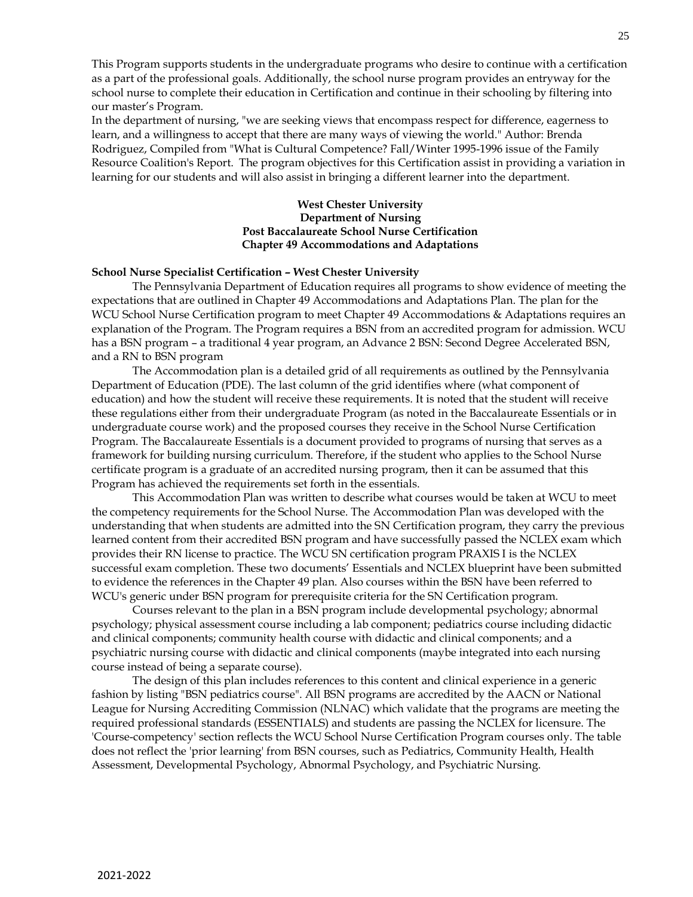This Program supports students in the undergraduate programs who desire to continue with a certification as a part of the professional goals. Additionally, the school nurse program provides an entryway for the school nurse to complete their education in Certification and continue in their schooling by filtering into our master's Program.

In the department of nursing, "we are seeking views that encompass respect for difference, eagerness to learn, and a willingness to accept that there are many ways of viewing the world." Author: Brenda Rodriguez, Compiled from "What is Cultural Competence? Fall/Winter 1995-1996 issue of the Family Resource Coalition's Report. The program objectives for this Certification assist in providing a variation in learning for our students and will also assist in bringing a different learner into the department.

**West Chester University**
**Department of Nursing**
**Post Baccalaureate School Nurse Certification**
**Chapter 49 Accommodations and Adaptations**

**School Nurse Specialist Certification – West Chester University**

The Pennsylvania Department of Education requires all programs to show evidence of meeting the expectations that are outlined in Chapter 49 Accommodations and Adaptations Plan. The plan for the WCU School Nurse Certification program to meet Chapter 49 Accommodations & Adaptations requires an explanation of the Program. The Program requires a BSN from an accredited program for admission. WCU has a BSN program – a traditional 4 year program, an Advance 2 BSN: Second Degree Accelerated BSN, and a RN to BSN program

The Accommodation plan is a detailed grid of all requirements as outlined by the Pennsylvania Department of Education (PDE). The last column of the grid identifies where (what component of education) and how the student will receive these requirements. It is noted that the student will receive these regulations either from their undergraduate Program (as noted in the Baccalaureate Essentials or in undergraduate course work) and the proposed courses they receive in the School Nurse Certification Program. The Baccalaureate Essentials is a document provided to programs of nursing that serves as a framework for building nursing curriculum. Therefore, if the student who applies to the School Nurse certificate program is a graduate of an accredited nursing program, then it can be assumed that this Program has achieved the requirements set forth in the essentials.

This Accommodation Plan was written to describe what courses would be taken at WCU to meet the competency requirements for the School Nurse. The Accommodation Plan was developed with the understanding that when students are admitted into the SN Certification program, they carry the previous learned content from their accredited BSN program and have successfully passed the NCLEX exam which provides their RN license to practice. The WCU SN certification program PRAXIS I is the NCLEX successful exam completion. These two documents' Essentials and NCLEX blueprint have been submitted to evidence the references in the Chapter 49 plan. Also courses within the BSN have been referred to WCU's generic under BSN program for prerequisite criteria for the SN Certification program.

Courses relevant to the plan in a BSN program include developmental psychology; abnormal psychology; physical assessment course including a lab component; pediatrics course including didactic and clinical components; community health course with didactic and clinical components; and a psychiatric nursing course with didactic and clinical components (maybe integrated into each nursing course instead of being a separate course).

The design of this plan includes references to this content and clinical experience in a generic fashion by listing "BSN pediatrics course". All BSN programs are accredited by the AACN or National League for Nursing Accrediting Commission (NLNAC) which validate that the programs are meeting the required professional standards (ESSENTIALS) and students are passing the NCLEX for licensure. The 'Course-competency' section reflects the WCU School Nurse Certification Program courses only. The table does not reflect the 'prior learning' from BSN courses, such as Pediatrics, Community Health, Health Assessment, Developmental Psychology, Abnormal Psychology, and Psychiatric Nursing.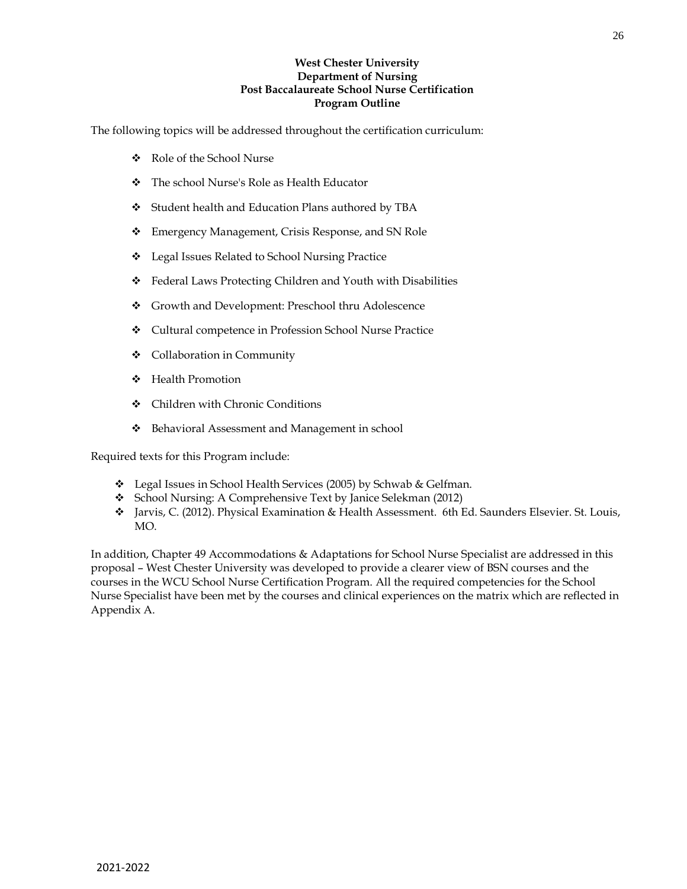**West Chester University**
**Department of Nursing**
**Post Baccalaureate School Nurse Certification**
**Program Outline**

The following topics will be addressed throughout the certification curriculum:

- Role of the School Nurse
- The school Nurse's Role as Health Educator
- Student health and Education Plans authored by TBA
- Emergency Management, Crisis Response, and SN Role
- Legal Issues Related to School Nursing Practice
- Federal Laws Protecting Children and Youth with Disabilities
- Growth and Development: Preschool thru Adolescence
- Cultural competence in Profession School Nurse Practice
- Collaboration in Community
- Health Promotion
- Children with Chronic Conditions
- Behavioral Assessment and Management in school

Required texts for this Program include:

- Legal Issues in School Health Services (2005) by Schwab & Gelfman.
- School Nursing: A Comprehensive Text by Janice Selekman (2012)
- Jarvis, C. (2012). Physical Examination & Health Assessment. 6th Ed. Saunders Elsevier. St. Louis, MO.

In addition, Chapter 49 Accommodations & Adaptations for School Nurse Specialist are addressed in this proposal – West Chester University was developed to provide a clearer view of BSN courses and the courses in the WCU School Nurse Certification Program. All the required competencies for the School Nurse Specialist have been met by the courses and clinical experiences on the matrix which are reflected in Appendix A.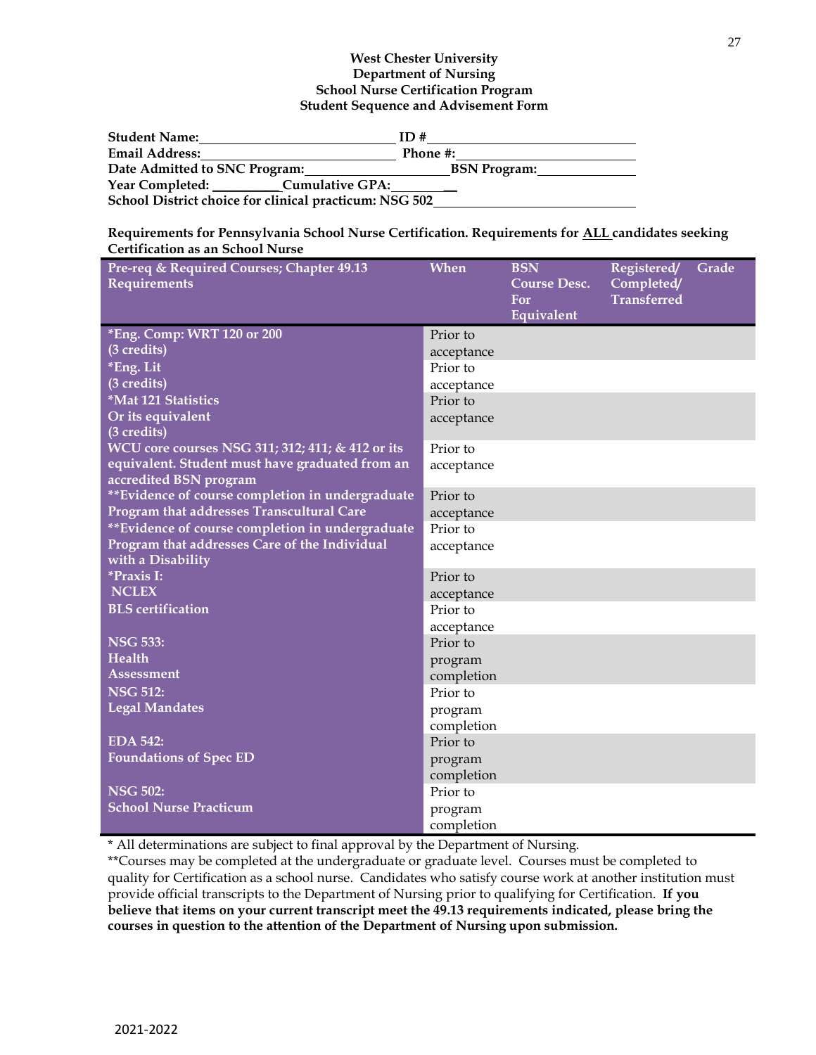**West Chester University**
**Department of Nursing**
**School Nurse Certification Program**
**Student Sequence and Advisement Form**

**Student Name:**\_\_\_\_\_\_\_\_\_\_\_\_\_\_\_\_\_\_\_\_\_\_\_\_\_\_\_\_ **ID #**\_\_\_\_\_\_\_\_\_\_\_\_\_\_\_\_\_\_\_\_\_\_\_\_\_\_\_\_\_\_
**Email Address:**\_\_\_\_\_\_\_\_\_\_\_\_\_\_\_\_\_\_\_\_\_\_\_\_\_\_\_ **Phone #:**\_\_\_\_\_\_\_\_\_\_\_\_\_\_\_\_\_\_\_\_\_\_\_\_\_\_
**Date Admitted to SNC Program:**\_\_\_\_\_\_\_\_\_\_\_\_\_\_\_\_\_\_\_\_**BSN Program:**\_\_\_\_\_\_\_\_\_\_\_\_\_\_
**Year Completed:** \_\_\_\_\_\_\_\_\_\_**Cumulative GPA:**\_\_\_\_\_\_\_\_\_\_
**School District choice for clinical practicum: NSG 502**\_\_\_\_\_\_\_\_\_\_\_\_\_\_\_\_\_\_\_\_\_\_\_\_\_\_\_\_\_\_

**Requirements for Pennsylvania School Nurse Certification. Requirements for ALL candidates seeking Certification as an School Nurse**

| Pre-req & Required Courses; Chapter 49.13 Requirements | When | BSN Course Desc. For Equivalent | Registered/ Completed/ Transferred | Grade |
|---|---|---|---|---|
| *Eng. Comp: WRT 120 or 200 (3 credits) | Prior to acceptance | | | |
| *Eng. Lit (3 credits) | Prior to acceptance | | | |
| *Mat 121 Statistics Or its equivalent (3 credits) | Prior to acceptance | | | |
| WCU core courses NSG 311; 312; 411; & 412 or its equivalent. Student must have graduated from an accredited BSN program | Prior to acceptance | | | |
| **Evidence of course completion in undergraduate Program that addresses Transcultural Care | Prior to acceptance | | | |
| **Evidence of course completion in undergraduate Program that addresses Care of the Individual with a Disability | Prior to acceptance | | | |
| *Praxis I: NCLEX | Prior to acceptance | | | |
| BLS certification | Prior to acceptance | | | |
| NSG 533: Health Assessment | Prior to program completion | | | |
| NSG 512: Legal Mandates | Prior to program completion | | | |
| EDA 542: Foundations of Spec ED | Prior to program completion | | | |
| NSG 502: School Nurse Practicum | Prior to program completion | | | |

\* All determinations are subject to final approval by the Department of Nursing.
**Courses may be completed at the undergraduate or graduate level. Courses must be completed to quality for Certification as a school nurse. Candidates who satisfy course work at another institution must provide official transcripts to the Department of Nursing prior to qualifying for Certification. **If you believe that items on your current transcript meet the 49.13 requirements indicated, please bring the courses in question to the attention of the Department of Nursing upon submission.**

2021-2022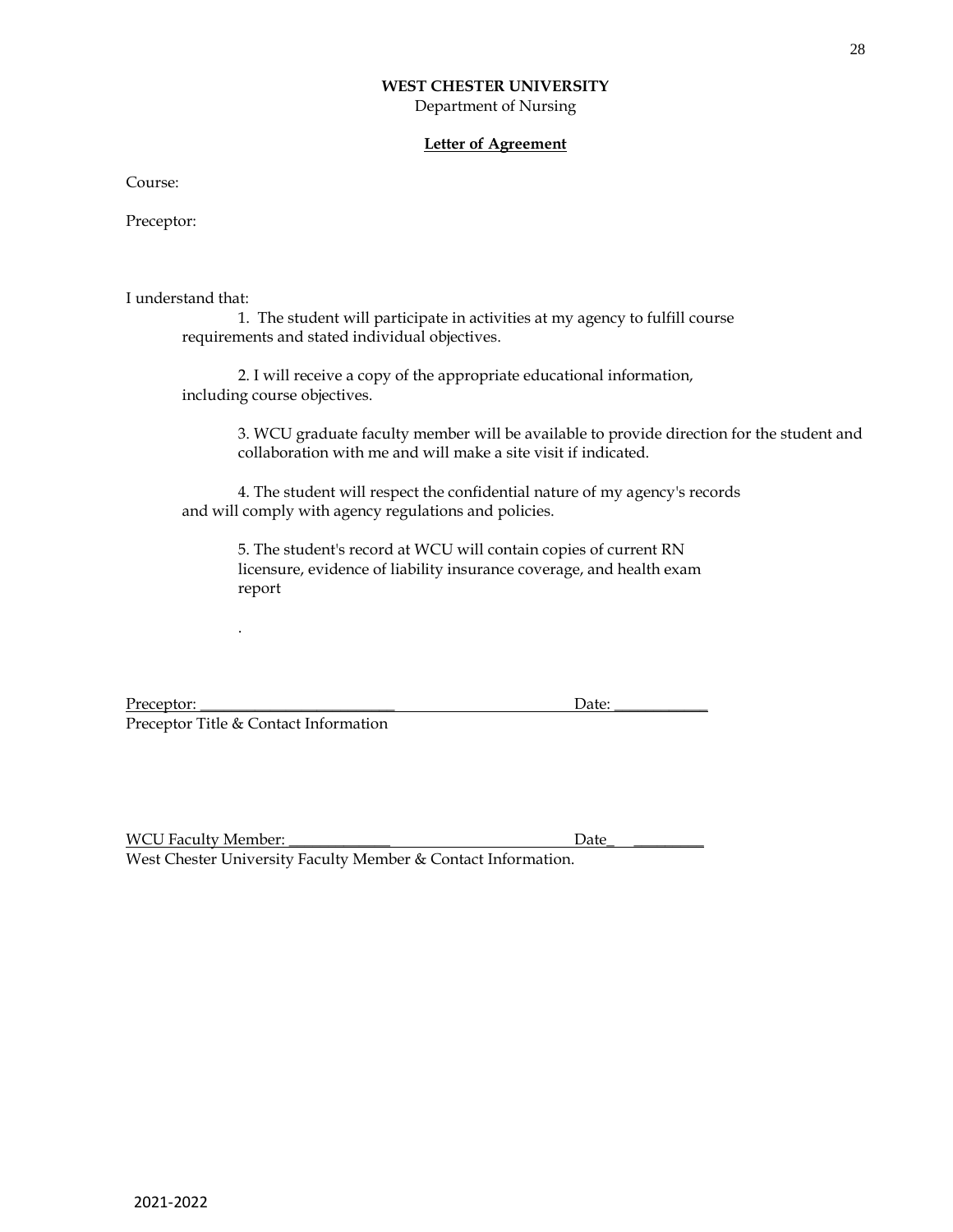**WEST CHESTER UNIVERSITY**
Department of Nursing

**Letter of Agreement**

Course:

Preceptor:

I understand that:

1. The student will participate in activities at my agency to fulfill course requirements and stated individual objectives.

2. I will receive a copy of the appropriate educational information, including course objectives.

3. WCU graduate faculty member will be available to provide direction for the student and collaboration with me and will make a site visit if indicated.

4. The student will respect the confidential nature of my agency's records and will comply with agency regulations and policies.

5. The student's record at WCU will contain copies of current RN licensure, evidence of liability insurance coverage, and health exam report

.

Preceptor: ________________________ Date: ____________
Preceptor Title & Contact Information

WCU Faculty Member: _____________ Date_ _________
West Chester University Faculty Member & Contact Information.

2021-2022